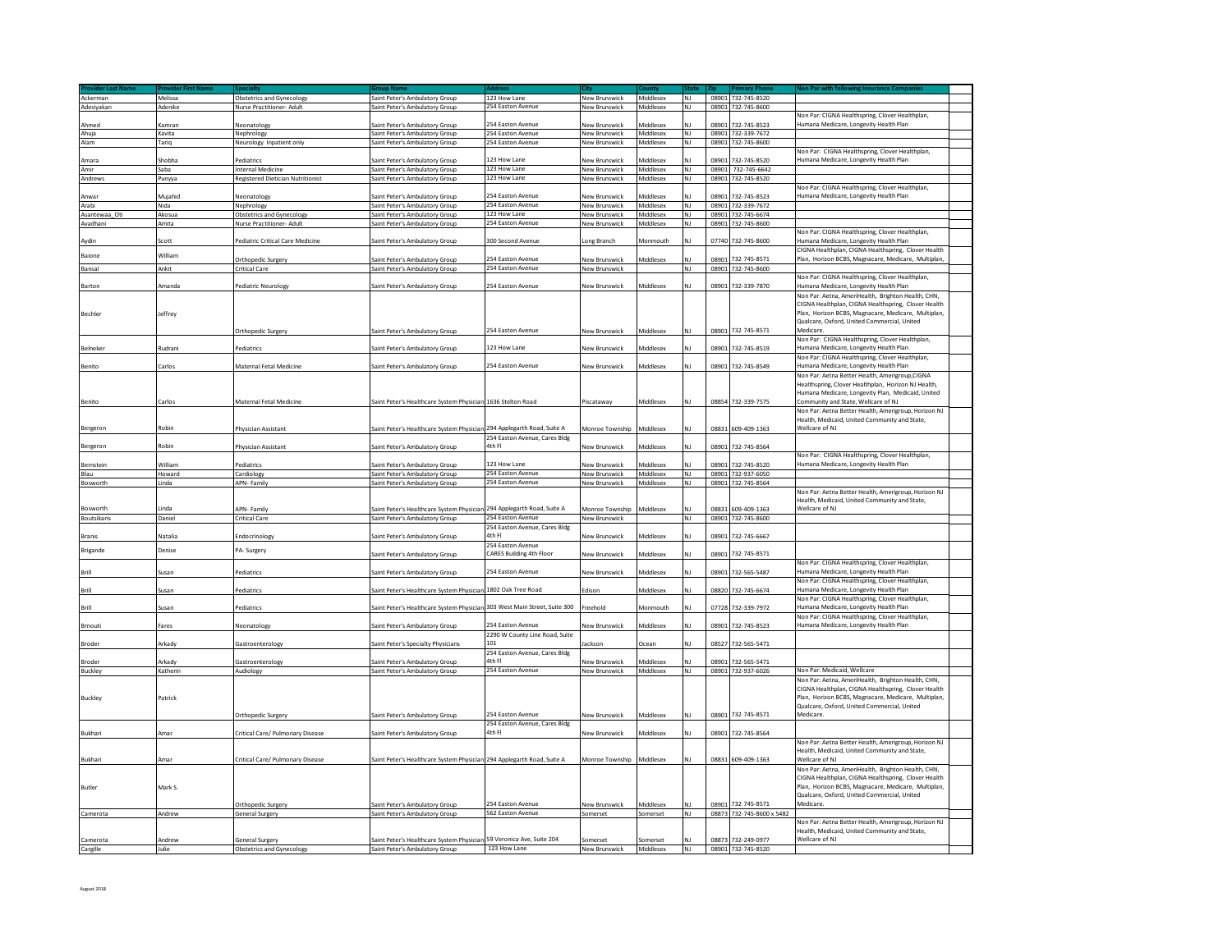| Provider Last Name | Provider First Name | Specialty | Group Name | Address | City | County | State | Zip | Primary Phone | Non Par with following Insurance Companies |
|---|---|---|---|---|---|---|---|---|---|---|
| Ackerman | Melissa | Obstetrics and Gynecology | Saint Peter's Ambulatory Group | 123 How Lane | New Brunswick | Middlesex | NJ | 08901 | 732-745-8520 | |
| Adesiyakan | Adenike | Nurse Practitioner- Adult | Saint Peter's Ambulatory Group | 254 Easton Avenue | New Brunswick | Middlesex | NJ | 08901 | 732-745-8600 | |
| Ahmed | Kamran | Neonatology | Saint Peter's Ambulatory Group | 254 Easton Avenue | New Brunswick | Middlesex | NJ | 08901 | 732-745-8523 | Non Par: CIGNA Healthspring, Clover Healthplan, Humana Medicare, Longevity Health Plan |
| Ahuja | Kavita | Nephrology | Saint Peter's Ambulatory Group | 254 Easton Avenue | New Brunswick | Middlesex | NJ | 08901 | 732-339-7672 | |
| Alam | Tariq | Neurology Inpatient only | Saint Peter's Ambulatory Group | 254 Easton Avenue | New Brunswick | Middlesex | NJ | 08901 | 732-745-8600 | |
| Amara | Shobha | Pediatrics | Saint Peter's Ambulatory Group | 123 How Lane | New Brunswick | Middlesex | NJ | 08901 | 732-745-8520 | Non Par: CIGNA Healthspring, Clover Healthplan, Humana Medicare, Longevity Health Plan |
| Amir | Saba | Internal Medicine | Saint Peter's Ambulatory Group | 123 How Lane | New Brunswick | Middlesex | NJ | 08901 | 732-745-6642 | |
| Andrews | Punyya | Registered Dietician Nutritionist | Saint Peter's Ambulatory Group | 123 How Lane | New Brunswick | Middlesex | NJ | 08901 | 732-745-8520 | |
| Anwar | Mujahid | Neonatology | Saint Peter's Ambulatory Group | 254 Easton Avenue | New Brunswick | Middlesex | NJ | 08901 | 732-745-8523 | Non Par: CIGNA Healthspring, Clover Healthplan, Humana Medicare, Longevity Health Plan |
| Arabi | Nida | Nephrology | Saint Peter's Ambulatory Group | 254 Easton Avenue | New Brunswick | Middlesex | NJ | 08901 | 732-339-7672 | |
| Asantewaa_Oti | Akosua | Obstetrics and Gynecology | Saint Peter's Ambulatory Group | 123 How Lane | New Brunswick | Middlesex | NJ | 08901 | 732-745-6674 | |
| Avadhani | Amita | Nurse Practitioner- Adult | Saint Peter's Ambulatory Group | 254 Easton Avenue | New Brunswick | Middlesex | NJ | 08901 | 732-745-8600 | |
| Aydin | Scott | Pediatric Critical Care Medicine | Saint Peter's Ambulatory Group | 300 Second Avenue | Long Branch | Monmouth | NJ | 07740 | 732-745-8600 | Non Par: CIGNA Healthspring, Clover Healthplan, Humana Medicare, Longevity Health Plan |
| Baione | William | Orthopedic Surgery | Saint Peter's Ambulatory Group | 254 Easton Avenue | New Brunswick | Middlesex | NJ | 08901 | 732-745-8571 | CIGNA Healthplan, CIGNA Healthspring, Clover Health Plan, Horizon BCBS, Magnacare, Medicare, Multiplan, |
| Bansal | Ankit | Critical Care | Saint Peter's Ambulatory Group | 254 Easton Avenue | New Brunswick | | NJ | 08901 | 732-745-8600 | |
| Barton | Amanda | Pediatric Neurology | Saint Peter's Ambulatory Group | 254 Easton Avenue | New Brunswick | Middlesex | NJ | 08901 | 732-339-7870 | Non Par: CIGNA Healthspring, Clover Healthplan, Humana Medicare, Longevity Health Plan |
| Bechler | Jeffrey | Orthopedic Surgery | Saint Peter's Ambulatory Group | 254 Easton Avenue | New Brunswick | Middlesex | NJ | 08901 | 732-745-8571 | Non Par: Aetna, AmeriHealth, Brighton Health, CHN, CIGNA Healthplan, CIGNA Healthspring, Clover Health Plan, Horizon BCBS, Magnacare, Medicare, Multiplan, Qualcare, Oxford, United Commercial, United Medicare. |
| Belneker | Rudrani | Pediatrics | Saint Peter's Ambulatory Group | 123 How Lane | New Brunswick | Middlesex | NJ | 08901 | 732-745-8519 | Non Par: CIGNA Healthspring, Clover Healthplan, Humana Medicare, Longevity Health Plan |
| Benito | Carlos | Maternal Fetal Medicine | Saint Peter's Ambulatory Group | 254 Easton Avenue | New Brunswick | Middlesex | NJ | 08901 | 732-745-8549 | Non Par: CIGNA Healthspring, Clover Healthplan, Humana Medicare, Longevity Health Plan |
| Benito | Carlos | Maternal Fetal Medicine | Saint Peter's Healthcare System Physician | 1636 Stelton Road | Piscataway | Middlesex | NJ | 08854 | 732-339-7575 | Non Par: Aetna Better Health, Amerigroup,CIGNA Healthspring, Clover Healthplan, Horizon NJ Health, Humana Medicare, Longevity Plan, Medicaid, United Community and State, Wellcare of NJ |
| Bergeron | Robin | Physician Assistant | Saint Peter's Healthcare System Physician | 294 Applegarth Road, Suite A | Monroe Township | Middlesex | NJ | 08831 | 609-409-1363 | Non Par: Aetna Better Health, Amerigroup, Horizon NJ Health, Medicaid, United Community and State, Wellcare of NJ |
| Bergeron | Robin | Physician Assistant | Saint Peter's Ambulatory Group | 254 Easton Avenue, Cares Bldg 4th Fl | New Brunswick | Middlesex | NJ | 08901 | 732-745-8564 | |
| Bernstein | William | Pediatrics | Saint Peter's Ambulatory Group | 123 How Lane | New Brunswick | Middlesex | NJ | 08901 | 732-745-8520 | Non Par: CIGNA Healthspring, Clover Healthplan, Humana Medicare, Longevity Health Plan |
| Blau | Howard | Cardiology | Saint Peter's Ambulatory Group | 254 Easton Avenue | New Brunswick | Middlesex | NJ | 08901 | 732-937-6050 | |
| Bosworth | Linda | APN- Family | Saint Peter's Ambulatory Group | 254 Easton Avenue | New Brunswick | Middlesex | NJ | 08901 | 732-745-8564 | |
| Bosworth | Linda | APN- Family | Saint Peter's Healthcare System Physician | 294 Applegarth Road, Suite A | Monroe Township | Middlesex | NJ | 08831 | 609-409-1363 | Non Par: Aetna Better Health, Amerigroup, Horizon NJ Health, Medicaid, United Community and State, Wellcare of NJ |
| Boutsikaris | Daniel | Critical Care | Saint Peter's Ambulatory Group | 254 Easton Avenue | New Brunswick | | NJ | 08901 | 732-745-8600 | |
| Branis | Natalia | Endocrinology | Saint Peter's Ambulatory Group | 254 Easton Avenue, Cares Bldg 4th Fl | New Brunswick | Middlesex | NJ | 08901 | 732-745-6667 | |
| Brigande | Denise | PA- Surgery | Saint Peter's Ambulatory Group | 254 Easton Avenue CARES Building 4th Floor | New Brunswick | Middlesex | NJ | 08901 | 732-745-8571 | |
| Brill | Susan | Pediatrics | Saint Peter's Ambulatory Group | 254 Easton Avenue | New Brunswick | Middlesex | NJ | 08901 | 732-565-5487 | Non Par: CIGNA Healthspring, Clover Healthplan, Humana Medicare, Longevity Health Plan |
| Brill | Susan | Pediatrics | Saint Peter's Healthcare System Physician | 1802 Oak Tree Road | Edison | Middlesex | NJ | 08820 | 732-745-6674 | Non Par: CIGNA Healthspring, Clover Healthplan, Humana Medicare, Longevity Health Plan |
| Brill | Susan | Pediatrics | Saint Peter's Healthcare System Physician | 303 West Main Street, Suite 300 | Freehold | Monmouth | NJ | 07728 | 732-339-7972 | Non Par: CIGNA Healthspring, Clover Healthplan, Humana Medicare, Longevity Health Plan |
| Brnouti | Fares | Neonatology | Saint Peter's Ambulatory Group | 254 Easton Avenue | New Brunswick | Middlesex | NJ | 08901 | 732-745-8523 | Non Par: CIGNA Healthspring, Clover Healthplan, Humana Medicare, Longevity Health Plan |
| Broder | Arkady | Gastroenterology | Saint Peter's Specialty Physicians | 2290 W County Line Road, Suite 101 | Jackson | Ocean | NJ | 08527 | 732-565-5471 | |
| Broder | Arkady | Gastroenterology | Saint Peter's Ambulatory Group | 254 Easton Avenue, Cares Bldg 4th Fl | New Brunswick | Middlesex | NJ | 08901 | 732-565-5471 | |
| Buckley | Katherin | Audiology | Saint Peter's Ambulatory Group | 254 Easton Avenue | New Brunswick | Middlesex | NJ | 08901 | 732-937-6026 | Non Par: Medicaid, Wellcare |
| Buckley | Patrick | Orthopedic Surgery | Saint Peter's Ambulatory Group | 254 Easton Avenue | New Brunswick | Middlesex | NJ | 08901 | 732-745-8571 | Non Par: Aetna, AmeriHealth, Brighton Health, CHN, CIGNA Healthplan, CIGNA Healthspring, Clover Health Plan, Horizon BCBS, Magnacare, Medicare, Multiplan, Qualcare, Oxford, United Commercial, United Medicare. |
| Bukhari | Amar | Critical Care/ Pulmonary Disease | Saint Peter's Ambulatory Group | 254 Easton Avenue, Cares Bldg 4th Fl | New Brunswick | Middlesex | NJ | 08901 | 732-745-8564 | |
| Bukhari | Amar | Critical Care/ Pulmonary Disease | Saint Peter's Healthcare System Physician | 294 Applegarth Road, Suite A | Monroe Township | Middlesex | NJ | 08831 | 609-409-1363 | Non Par: Aetna Better Health, Amerigroup, Horizon NJ Health, Medicaid, United Community and State, Wellcare of NJ |
| Butler | Mark S. | Orthopedic Surgery | Saint Peter's Ambulatory Group | 254 Easton Avenue | New Brunswick | Middlesex | NJ | 08901 | 732-745-8571 | Non Par: Aetna, AmeriHealth, Brighton Health, CHN, CIGNA Healthplan, CIGNA Healthspring, Clover Health Plan, Horizon BCBS, Magnacare, Medicare, Multiplan, Qualcare, Oxford, United Commercial, United Medicare. |
| Camerota | Andrew | General Surgery | Saint Peter's Ambulatory Group | 562 Easton Avenue | Somerset | Somerset | NJ | 08873 | 732-745-8600 x 5482 | |
| Camerota | Andrew | General Surgery | Saint Peter's Healthcare System Physician | 59 Veronica Ave, Suite 204 | Somerset | Somerset | NJ | 08873 | 732-249-0977 | Non Par: Aetna Better Health, Amerigroup, Horizon NJ Health, Medicaid, United Community and State, Wellcare of NJ |
| Cargille | Julie | Obstetrics and Gynecology | Saint Peter's Ambulatory Group | 123 How Lane | New Brunswick | Middlesex | NJ | 08901 | 732-745-8520 | |

August 2018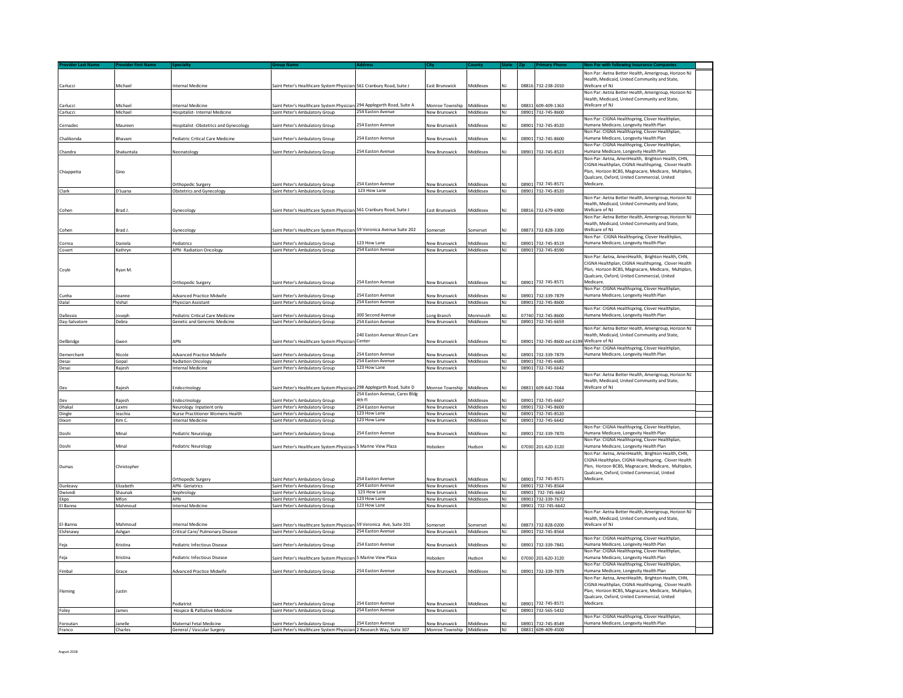| Provider Last Name | Provider First Name | Specialty | Group Name | Address | City | County | State | Zip | Primary Phone | Non Par with following Insurance Companies |
|---|---|---|---|---|---|---|---|---|---|---|
| Carlucci | Michael | Internal Medicine | Saint Peter's Healthcare System Physician | 561 Cranbury Road, Suite J | East Brunswick | Middlesex | NJ | 08816 | 732-238-2010 | Non Par: Aetna Better Health, Amerigroup, Horizon NJ Health, Medicaid, United Community and State, Wellcare of NJ |
| Carlucci | Michael | Internal Medicine | Saint Peter's Healthcare System Physician | 294 Applegarth Road, Suite A | Monroe Township | Middlesex | NJ | 08831 | 609-409-1363 | Non Par: Aetna Better Health, Amerigroup, Horizon NJ Health, Medicaid, United Community and State, Wellcare of NJ |
| Carlucci | Michael | Hospitalist- Internal Medicine | Saint Peter's Ambulatory Group | 254 Easton Avenue | New Brunswick | Middlesex | NJ | 08901 | 732-745-8600 | |
| Cernades | Maureen | Hospitalist -Obstetrics and Gynecology | Saint Peter's Ambulatory Group | 254 Easton Avenue | New Brunswick | Middlesex | NJ | 08901 | 732-745-8520 | Non Par: CIGNA Healthspring, Clover Healthplan, Humana Medicare, Longevity Health Plan |
| Chalikonda | Bhavani | Pediatric Critical Care Medicine | Saint Peter's Ambulatory Group | 254 Easton Avenue | New Brunswick | Middlesex | NJ | 08901 | 732-745-8600 | Non Par: CIGNA Healthspring, Clover Healthplan, Humana Medicare, Longevity Health Plan |
| Chandra | Shakuntala | Neonatology | Saint Peter's Ambulatory Group | 254 Easton Avenue | New Brunswick | Middlesex | NJ | 08901 | 732-745-8523 | Non Par: CIGNA Healthspring, Clover Healthplan, Humana Medicare, Longevity Health Plan |
| Chiappetta | Gino | Orthopedic Surgery | Saint Peter's Ambulatory Group | 254 Easton Avenue | New Brunswick | Middlesex | NJ | 08901 | 732 745-8571 | Non Par: Aetna, AmeriHealth, Brighton Health, CHN, CIGNA Healthplan, CIGNA Healthspring, Clover Health Plan, Horizon BCBS, Magnacare, Medicare, Multiplan, Qualcare, Oxford, United Commercial, United Medicare. |
| Clark | D'Juana | Obstetrics and Gynecology | Saint Peter's Ambulatory Group | 123 How Lane | New Brunswick | Middlesex | NJ | 08901 | 732-745-8520 | |
| Cohen | Brad J. | Gynecology | Saint Peter's Healthcare System Physician | 561 Cranbury Road, Suite J | East Brunswick | Middlesex | NJ | 08816 | 732-679-6900 | Non Par: Aetna Better Health, Amerigroup, Horizon NJ Health, Medicaid, United Community and State, Wellcare of NJ |
| Cohen | Brad J. | Gynecology | Saint Peter's Healthcare System Physician | 59 Veronica Avenue Suite 202 | Somerset | Somerset | NJ | 08873 | 732-828-3300 | Non Par: Aetna Better Health, Amerigroup, Horizon NJ Health, Medicaid, United Community and State, Wellcare of NJ |
| Correa | Daniela | Pediatrics | Saint Peter's Ambulatory Group | 123 How Lane | New Brunswick | Middlesex | NJ | 08901 | 732-745-8519 | Non Par: CIGNA Healthspring, Clover Healthplan, Humana Medicare, Longevity Health Plan |
| Covert | Kathryn | APN- Radiation Oncology | Saint Peter's Ambulatory Group | 254 Easton Avenue | New Brunswick | Middlesex | NJ | 08901 | 732-745-8590 | |
| Coyle | Ryan M. | Orthopedic Surgery | Saint Peter's Ambulatory Group | 254 Easton Avenue | New Brunswick | Middlesex | NJ | 08901 | 732 745-8571 | Non Par: Aetna, AmeriHealth, Brighton Health, CHN, CIGNA Healthplan, CIGNA Healthspring, Clover Health Plan, Horizon BCBS, Magnacare, Medicare, Multiplan, Qualcare, Oxford, United Commercial, United Medicare. |
| Cunha | Joanne | Advanced Practice Midwife | Saint Peter's Ambulatory Group | 254 Easton Avenue | New Brunswick | Middlesex | NJ | 08901 | 732-339-7879 | Non Par: CIGNA Healthspring, Clover Healthplan, Humana Medicare, Longevity Health Plan |
| Dalal | Vishal | Physician Assistant | Saint Peter's Ambulatory Group | 254 Easton Avenue | New Brunswick | Middlesex | NJ | 08901 | 732-745-8600 | |
| Dallessio | Joseph | Pediatric Critical Care Medicine | Saint Peter's Ambulatory Group | 300 Second Avenue | Long Branch | Monmouth | NJ | 07740 | 732-745-8600 | Non Par: CIGNA Healthspring, Clover Healthplan, Humana Medicare, Longevity Health Plan |
| Day-Salvatore | Debra | Genetic and Genomic Medicine | Saint Peter's Ambulatory Group | 254 Easton Avenue | New Brunswick | Middlesex | NJ | 08901 | 732-745-6659 | |
| Dellbridge | Gwen | APN | Saint Peter's Healthcare System Physician | 240 Easton Avenue Woun Care Center | New Brunswick | Middlesex | NJ | 08901 | 732-745-8600 ext 6199 | Non Par: Aetna Better Health, Amerigroup, Horizon NJ Health, Medicaid, United Community and State, Wellcare of NJ |
| Demerchant | Nicole | Advanced Practice Midwife | Saint Peter's Ambulatory Group | 254 Easton Avenue | New Brunswick | Middlesex | NJ | 08901 | 732-339-7879 | Non Par: CIGNA Healthspring, Clover Healthplan, Humana Medicare, Longevity Health Plan |
| Desai | Gopal | Radiation Oncology | Saint Peter's Ambulatory Group | 254 Easton Avenue | New Brunswick | Middlesex | NJ | 08901 | 732-745-6685 | |
| Desai | Rajesh | Internal Medicine | Saint Peter's Ambulatory Group | 123 How Lane | New Brunswick | | NJ | 08901 | 732-745-6642 | |
| Dev | Rajesh | Endocrinology | Saint Peter's Healthcare System Physician | 298 Applegarth Road, Suite D | Monroe Township | Middlesex | NJ | 08831 | 609-642-7044 | Non Par: Aetna Better Health, Amerigroup, Horizon NJ Health, Medicaid, United Community and State, Wellcare of NJ |
| Dev | Rajesh | Endocrinology | Saint Peter's Ambulatory Group | 254 Easton Avenue, Cares Bldg 4th Fl | New Brunswick | Middlesex | NJ | 08901 | 732-745-6667 | |
| Dhakal | Laxmi | Neurology Inpatient only | Saint Peter's Ambulatory Group | 254 Easton Avenue | New Brunswick | Middlesex | NJ | 08901 | 732-745-8600 | |
| Dingle | Ieachia | Nurse Practitioner Womens Health | Saint Peter's Ambulatory Group | 123 How Lane | New Brunswick | Middlesex | NJ | 08901 | 732-745-8520 | |
| Dixon | Kim C. | Internal Medicine | Saint Peter's Ambulatory Group | 123 How Lane | New Brunswick | Middlesex | NJ | 08901 | 732-745-6642 | |
| Doshi | Minal | Pediatric Neurology | Saint Peter's Ambulatory Group | 254 Easton Avenue | New Brunswick | Middlesex | NJ | 08901 | 732-339-7870 | Non Par: CIGNA Healthspring, Clover Healthplan, Humana Medicare, Longevity Health Plan |
| Doshi | Minal | Pediatric Neurology | Saint Peter's Healthcare System Physician | 5 Marine View Plaza | Hoboken | Hudson | NJ | 07030 | 201-620-3120 | Non Par: CIGNA Healthspring, Clover Healthplan, Humana Medicare, Longevity Health Plan |
| Dumas | Christopher | Orthopedic Surgery | Saint Peter's Ambulatory Group | 254 Easton Avenue | New Brunswick | Middlesex | NJ | 08901 | 732 745-8571 | Non Par: Aetna, AmeriHealth, Brighton Health, CHN, CIGNA Healthplan, CIGNA Healthspring, Clover Health Plan, Horizon BCBS, Magnacare, Medicare, Multiplan, Qualcare, Oxford, United Commercial, United Medicare. |
| Dunleavy | Elizabeth | APN- Geriatrics | Saint Peter's Ambulatory Group | 254 Easton Avenue | New Brunswick | Middlesex | NJ | 08901 | 732-745-8564 | |
| Dwivedi | Shaunak | Nephrology | Saint Peter's Ambulatory Group | 123 How Lane | New Brunswick | Middlesex | NJ | 08901 | 732-745-6642 | |
| Ekpo | Mfon | APN | Saint Peter's Ambulatory Group | 123 How Lane | New Brunswick | Middlesex | NJ | 08901 | 732-339-7672 | |
| El Banna | Mahmoud | Internal Medicine | Saint Peter's Ambulatory Group | 123 How Lane | New Brunswick | | NJ | 08901 | 732-745-6642 | |
| El-Banna | Mahmoud | Internal Medicine | Saint Peter's Healthcare System Physician | 59 Veronica Ave, Suite 201 | Somerset | Somerset | NJ | 08873 | 732-828-0200 | Non Par: Aetna Better Health, Amerigroup, Horizon NJ Health, Medicaid, United Community and State, Wellcare of NJ |
| Elshinawy | Ashgan | Critical Care/ Pulmonary Disease | Saint Peter's Ambulatory Group | 254 Easton Avenue | New Brunswick | Middlesex | NJ | 08901 | 732-745-8564 | |
| Feja | Kristina | Pediatric Infectious Disease | Saint Peter's Ambulatory Group | 254 Easton Avenue | New Brunswick | Middlesex | NJ | 08901 | 732-339-7841 | Non Par: CIGNA Healthspring, Clover Healthplan, Humana Medicare, Longevity Health Plan |
| Feja | Kristina | Pediatric Infectious Disease | Saint Peter's Healthcare System Physician | 5 Marine View Plaza | Hoboken | Hudson | NJ | 07030 | 201-620-3120 | Non Par: CIGNA Healthspring, Clover Healthplan, Humana Medicare, Longevity Health Plan |
| Fimbal | Grace | Advanced Practice Midwife | Saint Peter's Ambulatory Group | 254 Easton Avenue | New Brunswick | Middlesex | NJ | 08901 | 732-339-7879 | Non Par: CIGNA Healthspring, Clover Healthplan, Humana Medicare, Longevity Health Plan |
| Fleming | Justin | Podiatrist | Saint Peter's Ambulatory Group | 254 Easton Avenue | New Brunswick | Middlesex | NJ | 08901 | 732 745-8571 | Non Par: Aetna, AmeriHealth, Brighton Health, CHN, CIGNA Healthplan, CIGNA Healthspring, Clover Health Plan, Horizon BCBS, Magnacare, Medicare, Multiplan, Qualcare, Oxford, United Commercial, United Medicare. |
| Foley | James | Hospice & Palliative Medicine | Saint Peter's Ambulatory Group | 254 Easton Avenue | New Brunswick | | NJ | 08901 | 732-565-5432 | |
| Foroutan | Janelle | Maternal Fetal Medicine | Saint Peter's Ambulatory Group | 254 Easton Avenue | New Brunswick | Middlesex | NJ | 08901 | 732-745-8549 | Non Par: CIGNA Healthspring, Clover Healthplan, Humana Medicare, Longevity Health Plan |
| Franco | Charles | General / Vascular Surgery | Saint Peter's Healthcare System Physician | 2 Research Way, Suite 307 | Monroe Township | Middlesex | NJ | 08831 | 609-409-4500 | |

August 2018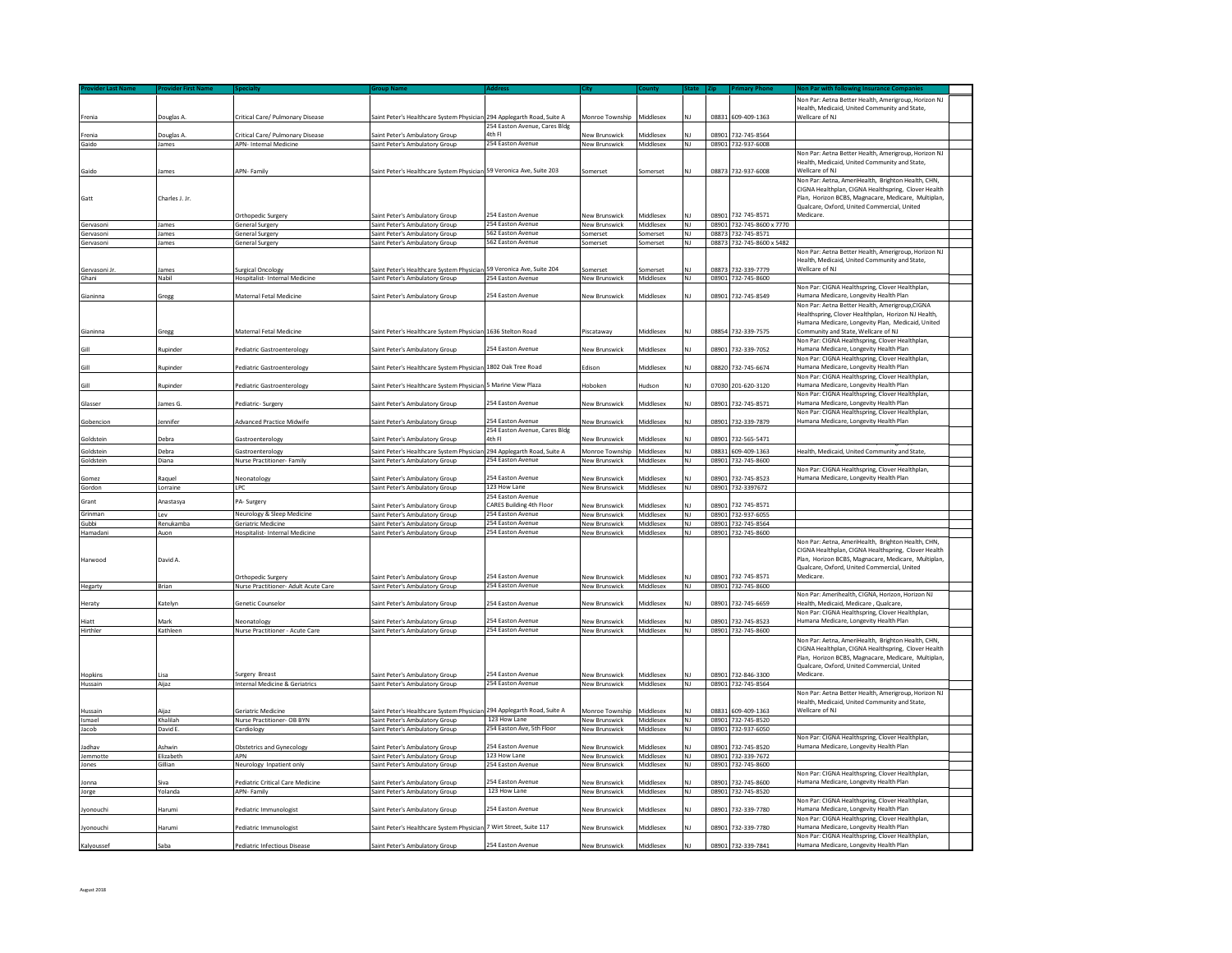| Provider Last Name | Provider First Name | Specialty | Group Name | Address | City | County | State | Zip | Primary Phone | Non Par with following Insurance Companies |
|---|---|---|---|---|---|---|---|---|---|---|
| Frenia | Douglas A. | Critical Care/ Pulmonary Disease | Saint Peter's Healthcare System Physician | 294 Applegarth Road, Suite A | Monroe Township | Middlesex | NJ | 08831 | 609-409-1363 | Non Par: Aetna Better Health, Amerigroup, Horizon NJ Health, Medicaid, United Community and State, Wellcare of NJ |
| Frenia | Douglas A. | Critical Care/ Pulmonary Disease | Saint Peter's Ambulatory Group | 254 Easton Avenue, Cares Bldg 4th Fl | New Brunswick | Middlesex | NJ | 08901 | 732-745-8564 | |
| Gaido | James | APN- Internal Medicine | Saint Peter's Ambulatory Group | 254 Easton Avenue | New Brunswick | Middlesex | NJ | 08901 | 732-937-6008 | |
| Gaido | James | APN- Family | Saint Peter's Healthcare System Physician | 59 Veronica Ave, Suite 203 | Somerset | Somerset | NJ | 08873 | 732-937-6008 | Non Par: Aetna Better Health, Amerigroup, Horizon NJ Health, Medicaid, United Community and State, Wellcare of NJ |
| Gatt | Charles J. Jr. | Orthopedic Surgery | Saint Peter's Ambulatory Group | 254 Easton Avenue | New Brunswick | Middlesex | NJ | 08901 | 732 745-8571 | Non Par: Aetna, AmeriHealth, Brighton Health, CHN, CIGNA Healthplan, CIGNA Healthspring, Clover Health Plan, Horizon BCBS, Magnacare, Medicare, Multiplan, Qualcare, Oxford, United Commercial, United Medicare. |
| Gervasoni | James | General Surgery | Saint Peter's Ambulatory Group | 254 Easton Avenue | New Brunswick | Middlesex | NJ | 08901 | 732-745-8600 x 7770 | |
| Gervasoni | James | General Surgery | Saint Peter's Ambulatory Group | 562 Easton Avenue | Somerset | Somerset | NJ | 08873 | 732-745-8571 | |
| Gervasoni | James | General Surgery | Saint Peter's Ambulatory Group | 562 Easton Avenue | Somerset | Somerset | NJ | 08873 | 732-745-8600 x 5482 | |
| Gervasoni Jr. | James | Surgical Oncology | Saint Peter's Healthcare System Physician | 59 Veronica Ave, Suite 204 | Somerset | Somerset | NJ | 08873 | 732-339-7779 | Non Par: Aetna Better Health, Amerigroup, Horizon NJ Health, Medicaid, United Community and State, Wellcare of NJ |
| Ghani | Nabil | Hospitalist- Internal Medicine | Saint Peter's Ambulatory Group | 254 Easton Avenue | New Brunswick | Middlesex | NJ | 08901 | 732-745-8600 | |
| Gianinna | Gregg | Maternal Fetal Medicine | Saint Peter's Ambulatory Group | 254 Easton Avenue | New Brunswick | Middlesex | NJ | 08901 | 732-745-8549 | Non Par: CIGNA Healthspring, Clover Healthplan, Humana Medicare, Longevity Health Plan |
| Gianinna | Gregg | Maternal Fetal Medicine | Saint Peter's Healthcare System Physician | 1636 Stelton Road | Piscataway | Middlesex | NJ | 08854 | 732-339-7575 | Non Par: Aetna Better Health, Amerigroup,CIGNA Healthspring, Clover Healthplan, Horizon NJ Health, Humana Medicare, Longevity Health Plan, Medicaid, United Community and State, Wellcare of NJ |
| Gill | Rupinder | Pediatric Gastroenterology | Saint Peter's Ambulatory Group | 254 Easton Avenue | New Brunswick | Middlesex | NJ | 08901 | 732-339-7052 | Non Par: CIGNA Healthspring, Clover Healthplan, Humana Medicare, Longevity Health Plan |
| Gill | Rupinder | Pediatric Gastroenterology | Saint Peter's Healthcare System Physician | 1802 Oak Tree Road | Edison | Middlesex | NJ | 08820 | 732-745-6674 | Non Par: CIGNA Healthspring, Clover Healthplan, Humana Medicare, Longevity Health Plan |
| Gill | Rupinder | Pediatric Gastroenterology | Saint Peter's Healthcare System Physician | 5 Marine View Plaza | Hoboken | Hudson | NJ | 07030 | 201-620-3120 | Non Par: CIGNA Healthspring, Clover Healthplan, Humana Medicare, Longevity Health Plan |
| Glasser | James G. | Pediatric- Surgery | Saint Peter's Ambulatory Group | 254 Easton Avenue | New Brunswick | Middlesex | NJ | 08901 | 732-745-8571 | Non Par: CIGNA Healthspring, Clover Healthplan, Humana Medicare, Longevity Health Plan |
| Gobencion | Jennifer | Advanced Practice Midwife | Saint Peter's Ambulatory Group | 254 Easton Avenue | New Brunswick | Middlesex | NJ | 08901 | 732-339-7879 | Non Par: CIGNA Healthspring, Clover Healthplan, Humana Medicare, Longevity Health Plan |
| Goldstein | Debra | Gastroenterology | Saint Peter's Ambulatory Group | 254 Easton Avenue, Cares Bldg 4th Fl | New Brunswick | Middlesex | NJ | 08901 | 732-565-5471 | |
| Goldstein | Debra | Gastroenterology | Saint Peter's Healthcare System Physician | 294 Applegarth Road, Suite A | Monroe Township | Middlesex | NJ | 08831 | 609-409-1363 | Health, Medicaid, United Community and State, |
| Goldstein | Diana | Nurse Practitioner- Family | Saint Peter's Ambulatory Group | 254 Easton Avenue | New Brunswick | Middlesex | NJ | 08901 | 732-745-8600 | |
| Gomez | Raquel | Neonatology | Saint Peter's Ambulatory Group | 254 Easton Avenue | New Brunswick | Middlesex | NJ | 08901 | 732-745-8523 | Non Par: CIGNA Healthspring, Clover Healthplan, Humana Medicare, Longevity Health Plan |
| Gordon | Lorraine | LPC | Saint Peter's Ambulatory Group | 123 How Lane | New Brunswick | Middlesex | NJ | 08901 | 732-3397672 | |
| Grant | Anastasya | PA- Surgery | Saint Peter's Ambulatory Group | 254 Easton Avenue CARES Building 4th Floor | New Brunswick | Middlesex | NJ | 08901 | 732 745-8571 | |
| Grinman | Lev | Neurology & Sleep Medicine | Saint Peter's Ambulatory Group | 254 Easton Avenue | New Brunswick | Middlesex | NJ | 08901 | 732-937-6055 | |
| Gubbi | Renukamba | Geriatric Medicine | Saint Peter's Ambulatory Group | 254 Easton Avenue | New Brunswick | Middlesex | NJ | 08901 | 732-745-8564 | |
| Hamadani | Auon | Hospitalist- Internal Medicine | Saint Peter's Ambulatory Group | 254 Easton Avenue | New Brunswick | Middlesex | NJ | 08901 | 732-745-8600 | |
| Harwood | David A. | Orthopedic Surgery | Saint Peter's Ambulatory Group | 254 Easton Avenue | New Brunswick | Middlesex | NJ | 08901 | 732 745-8571 | Non Par: Aetna, AmeriHealth, Brighton Health, CHN, CIGNA Healthplan, CIGNA Healthspring, Clover Health Plan, Horizon BCBS, Magnacare, Medicare, Multiplan, Qualcare, Oxford, United Commercial, United Medicare. |
| Hegarty | Brian | Nurse Practitioner- Adult Acute Care | Saint Peter's Ambulatory Group | 254 Easton Avenue | New Brunswick | Middlesex | NJ | 08901 | 732-745-8600 | |
| Heraty | Katelyn | Genetic Counselor | Saint Peter's Ambulatory Group | 254 Easton Avenue | New Brunswick | Middlesex | NJ | 08901 | 732-745-6659 | Non Par: Amerihealth, CIGNA, Horizon, Horizon NJ Health, Medicaid, Medicare , Qualcare, |
| Hiatt | Mark | Neonatology | Saint Peter's Ambulatory Group | 254 Easton Avenue | New Brunswick | Middlesex | NJ | 08901 | 732-745-8523 | Non Par: CIGNA Healthspring, Clover Healthplan, Humana Medicare, Longevity Health Plan |
| Hirthler | Kathleen | Nurse Practitioner - Acute Care | Saint Peter's Ambulatory Group | 254 Easton Avenue | New Brunswick | Middlesex | NJ | 08901 | 732-745-8600 | |
| Hopkins | Lisa | Surgery Breast | Saint Peter's Ambulatory Group | 254 Easton Avenue | New Brunswick | Middlesex | NJ | 08901 | 732-846-3300 | Non Par: Aetna, AmeriHealth, Brighton Health, CHN, CIGNA Healthplan, CIGNA Healthspring, Clover Health Plan, Horizon BCBS, Magnacare, Medicare, Multiplan, Qualcare, Oxford, United Commercial, United Medicare. |
| Hussain | Aijaz | Internal Medicine & Geriatrics | Saint Peter's Ambulatory Group | 254 Easton Avenue | New Brunswick | Middlesex | NJ | 08901 | 732-745-8564 | |
| Hussain | Aijaz | Geriatric Medicine | Saint Peter's Healthcare System Physician | 294 Applegarth Road, Suite A | Monroe Township | Middlesex | NJ | 08831 | 609-409-1363 | Non Par: Aetna Better Health, Amerigroup, Horizon NJ Health, Medicaid, United Community and State, Wellcare of NJ |
| Ismael | Khalilah | Nurse Practitioner- OB BYN | Saint Peter's Ambulatory Group | 123 How Lane | New Brunswick | Middlesex | NJ | 08901 | 732-745-8520 | |
| Jacob | David E. | Cardiology | Saint Peter's Ambulatory Group | 254 Easton Ave, 5th Floor | New Brunswick | Middlesex | NJ | 08901 | 732-937-6050 | |
| Jadhav | Ashwin | Obstetrics and Gynecology | Saint Peter's Ambulatory Group | 254 Easton Avenue | New Brunswick | Middlesex | NJ | 08901 | 732-745-8520 | Non Par: CIGNA Healthspring, Clover Healthplan, Humana Medicare, Longevity Health Plan |
| Jemmotte | Elizabeth | APN | Saint Peter's Ambulatory Group | 123 How Lane | New Brunswick | Middlesex | NJ | 08901 | 732-339-7672 | |
| Jones | Gillian | Neurology Inpatient only | Saint Peter's Ambulatory Group | 254 Easton Avenue | New Brunswick | Middlesex | NJ | 08901 | 732-745-8600 | |
| Jonna | Siva | Pediatric Critical Care Medicine | Saint Peter's Ambulatory Group | 254 Easton Avenue | New Brunswick | Middlesex | NJ | 08901 | 732-745-8600 | Non Par: CIGNA Healthspring, Clover Healthplan, Humana Medicare, Longevity Health Plan |
| Jorge | Yolanda | APN- Family | Saint Peter's Ambulatory Group | 123 How Lane | New Brunswick | Middlesex | NJ | 08901 | 732-745-8520 | |
| Jyonouchi | Harumi | Pediatric Immunologist | Saint Peter's Ambulatory Group | 254 Easton Avenue | New Brunswick | Middlesex | NJ | 08901 | 732-339-7780 | Non Par: CIGNA Healthspring, Clover Healthplan, Humana Medicare, Longevity Health Plan |
| Jyonouchi | Harumi | Pediatric Immunologist | Saint Peter's Healthcare System Physician | 7 Wirt Street, Suite 117 | New Brunswick | Middlesex | NJ | 08901 | 732-339-7780 | Non Par: CIGNA Healthspring, Clover Healthplan, Humana Medicare, Longevity Health Plan |
| Kalyoussef | Saba | Pediatric Infectious Disease | Saint Peter's Ambulatory Group | 254 Easton Avenue | New Brunswick | Middlesex | NJ | 08901 | 732-339-7841 | Non Par: CIGNA Healthspring, Clover Healthplan, Humana Medicare, Longevity Health Plan |

August 2018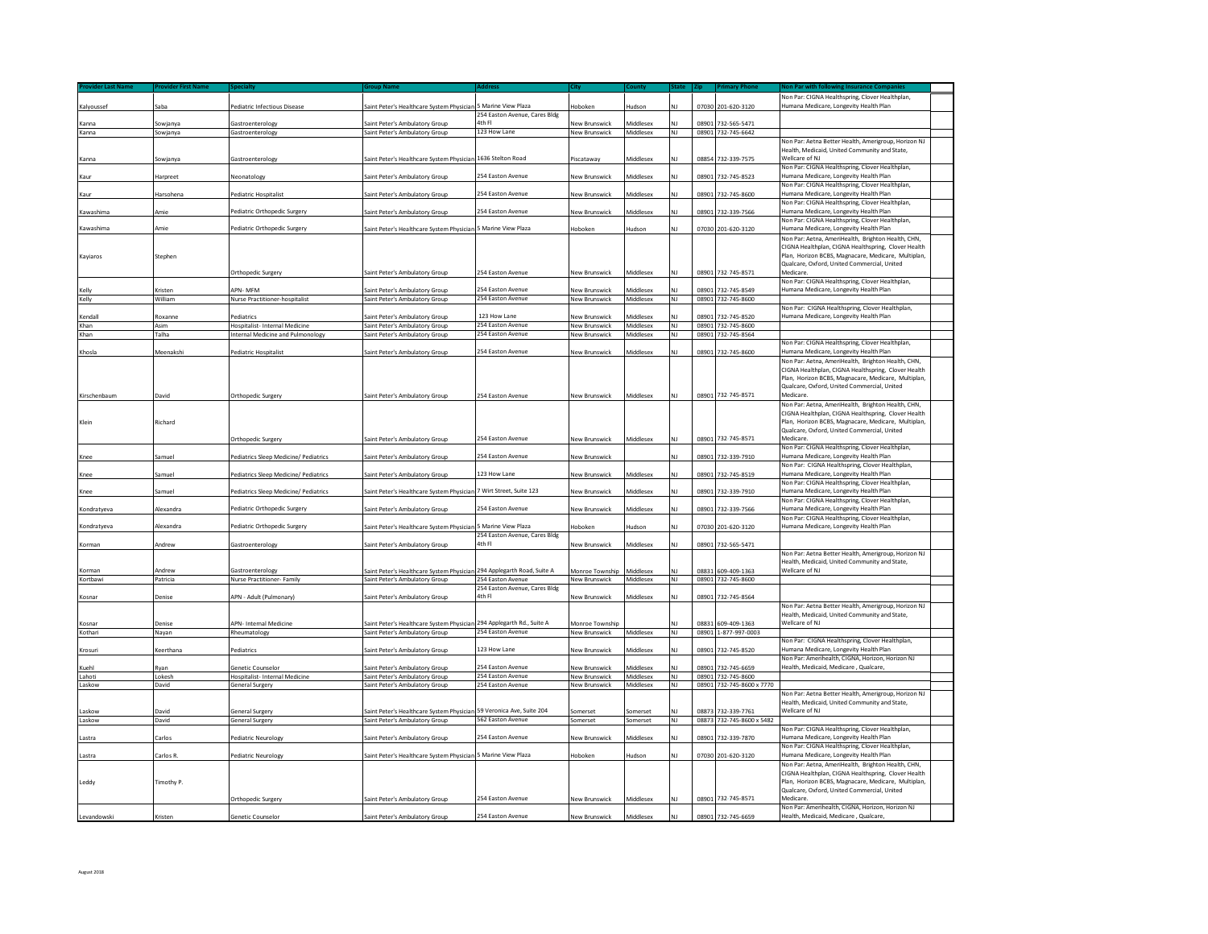| Provider Last Name | Provider First Name | Specialty | Group Name | Address | City | County | State | Zip | Primary Phone | Non Par with following Insurance Companies |
|---|---|---|---|---|---|---|---|---|---|---|
| Kalyoussef | Saba | Pediatric Infectious Disease | Saint Peter's Healthcare System Physician | 5 Marine View Plaza | Hoboken | Hudson | NJ | 07030 | 201-620-3120 | Non Par: CIGNA Healthspring, Clover Healthplan, Humana Medicare, Longevity Health Plan |
| Kanna | Sowjanya | Gastroenterology | Saint Peter's Ambulatory Group | 254 Easton Avenue, Cares Bldg 4th Fl | New Brunswick | Middlesex | NJ | 08901 | 732-565-5471 | |
| Kanna | Sowjanya | Gastroenterology | Saint Peter's Ambulatory Group | 123 How Lane | New Brunswick | Middlesex | NJ | 08901 | 732-745-6642 | |
| Kanna | Sowjanya | Gastroenterology | Saint Peter's Healthcare System Physician | 1636 Stelton Road | Piscataway | Middlesex | NJ | 08854 | 732-339-7575 | Non Par: Aetna Better Health, Amerigroup, Horizon NJ Health, Medicaid, United Community and State, Wellcare of NJ |
| Kaur | Harpreet | Neonatology | Saint Peter's Ambulatory Group | 254 Easton Avenue | New Brunswick | Middlesex | NJ | 08901 | 732-745-8523 | Non Par: CIGNA Healthspring, Clover Healthplan, Humana Medicare, Longevity Health Plan |
| Kaur | Harsohena | Pediatric Hospitalist | Saint Peter's Ambulatory Group | 254 Easton Avenue | New Brunswick | Middlesex | NJ | 08901 | 732-745-8600 | Non Par: CIGNA Healthspring, Clover Healthplan, Humana Medicare, Longevity Health Plan |
| Kawashima | Amie | Pediatric Orthopedic Surgery | Saint Peter's Ambulatory Group | 254 Easton Avenue | New Brunswick | Middlesex | NJ | 08901 | 732-339-7566 | Non Par: CIGNA Healthspring, Clover Healthplan, Humana Medicare, Longevity Health Plan |
| Kawashima | Amie | Pediatric Orthopedic Surgery | Saint Peter's Healthcare System Physician | 5 Marine View Plaza | Hoboken | Hudson | NJ | 07030 | 201-620-3120 | Non Par: CIGNA Healthspring, Clover Healthplan, Humana Medicare, Longevity Health Plan |
| Kayiaros | Stephen | Orthopedic Surgery | Saint Peter's Ambulatory Group | 254 Easton Avenue | New Brunswick | Middlesex | NJ | 08901 | 732 745-8571 | Non Par: Aetna, AmeriHealth, Brighton Health, CHN, CIGNA Healthplan, CIGNA Healthspring, Clover Health Plan, Horizon BCBS, Magnacare, Medicare, Multiplan, Qualcare, Oxford, United Commercial, United Medicare. |
| Kelly | Kristen | APN- MFM | Saint Peter's Ambulatory Group | 254 Easton Avenue | New Brunswick | Middlesex | NJ | 08901 | 732-745-8549 | Non Par: CIGNA Healthspring, Clover Healthplan, Humana Medicare, Longevity Health Plan |
| Kelly | William | Nurse Practitioner-hospitalist | Saint Peter's Ambulatory Group | 254 Easton Avenue | New Brunswick | Middlesex | NJ | 08901 | 732-745-8600 | |
| Kendall | Roxanne | Pediatrics | Saint Peter's Ambulatory Group | 123 How Lane | New Brunswick | Middlesex | NJ | 08901 | 732-745-8520 | Non Par: CIGNA Healthspring, Clover Healthplan, Humana Medicare, Longevity Health Plan |
| Khan | Asim | Hospitalist- Internal Medicine | Saint Peter's Ambulatory Group | 254 Easton Avenue | New Brunswick | Middlesex | NJ | 08901 | 732-745-8600 | |
| Khan | Talha | Internal Medicine and Pulmonology | Saint Peter's Ambulatory Group | 254 Easton Avenue | New Brunswick | Middlesex | NJ | 08901 | 732-745-8564 | |
| Khosla | Meenakshi | Pediatric Hospitalist | Saint Peter's Ambulatory Group | 254 Easton Avenue | New Brunswick | Middlesex | NJ | 08901 | 732-745-8600 | Non Par: CIGNA Healthspring, Clover Healthplan, Humana Medicare, Longevity Health Plan |
| Kirschenbaum | David | Orthopedic Surgery | Saint Peter's Ambulatory Group | 254 Easton Avenue | New Brunswick | Middlesex | NJ | 08901 | 732 745-8571 | Non Par: Aetna, AmeriHealth, Brighton Health, CHN, CIGNA Healthplan, CIGNA Healthspring, Clover Health Plan, Horizon BCBS, Magnacare, Medicare, Multiplan, Qualcare, Oxford, United Commercial, United Medicare. |
| Klein | Richard | Orthopedic Surgery | Saint Peter's Ambulatory Group | 254 Easton Avenue | New Brunswick | Middlesex | NJ | 08901 | 732 745-8571 | Non Par: Aetna, AmeriHealth, Brighton Health, CHN, CIGNA Healthplan, CIGNA Healthspring, Clover Health Plan, Horizon BCBS, Magnacare, Medicare, Multiplan, Qualcare, Oxford, United Commercial, United Medicare. |
| Knee | Samuel | Pediatrics Sleep Medicine/ Pediatrics | Saint Peter's Ambulatory Group | 254 Easton Avenue | New Brunswick | | NJ | 08901 | 732-339-7910 | Non Par: CIGNA Healthspring, Clover Healthplan, Humana Medicare, Longevity Health Plan |
| Knee | Samuel | Pediatrics Sleep Medicine/ Pediatrics | Saint Peter's Ambulatory Group | 123 How Lane | New Brunswick | Middlesex | NJ | 08901 | 732-745-8519 | Non Par: CIGNA Healthspring, Clover Healthplan, Humana Medicare, Longevity Health Plan |
| Knee | Samuel | Pediatrics Sleep Medicine/ Pediatrics | Saint Peter's Healthcare System Physician | 7 Wirt Street, Suite 123 | New Brunswick | Middlesex | NJ | 08901 | 732-339-7910 | Non Par: CIGNA Healthspring, Clover Healthplan, Humana Medicare, Longevity Health Plan |
| Kondratyeva | Alexandra | Pediatric Orthopedic Surgery | Saint Peter's Ambulatory Group | 254 Easton Avenue | New Brunswick | Middlesex | NJ | 08901 | 732-339-7566 | Non Par: CIGNA Healthspring, Clover Healthplan, Humana Medicare, Longevity Health Plan |
| Kondratyeva | Alexandra | Pediatric Orthopedic Surgery | Saint Peter's Healthcare System Physician | 5 Marine View Plaza | Hoboken | Hudson | NJ | 07030 | 201-620-3120 | Non Par: CIGNA Healthspring, Clover Healthplan, Humana Medicare, Longevity Health Plan |
| Korman | Andrew | Gastroenterology | Saint Peter's Ambulatory Group | 254 Easton Avenue, Cares Bldg 4th Fl | New Brunswick | Middlesex | NJ | 08901 | 732-565-5471 | |
| Korman | Andrew | Gastroenterology | Saint Peter's Healthcare System Physician | 294 Applegarth Road, Suite A | Monroe Township | Middlesex | NJ | 08831 | 609-409-1363 | Non Par: Aetna Better Health, Amerigroup, Horizon NJ Health, Medicaid, United Community and State, Wellcare of NJ |
| Kortbawi | Patricia | Nurse Practitioner- Family | Saint Peter's Ambulatory Group | 254 Easton Avenue | New Brunswick | Middlesex | NJ | 08901 | 732-745-8600 | |
| Kosnar | Denise | APN - Adult (Pulmonary) | Saint Peter's Ambulatory Group | 254 Easton Avenue, Cares Bldg 4th Fl | New Brunswick | Middlesex | NJ | 08901 | 732-745-8564 | |
| Kosnar | Denise | APN- Internal Medicine | Saint Peter's Healthcare System Physician | 294 Applegarth Rd., Suite A | Monroe Township | | NJ | 08831 | 609-409-1363 | Non Par: Aetna Better Health, Amerigroup, Horizon NJ Health, Medicaid, United Community and State, Wellcare of NJ |
| Kothari | Nayan | Rheumatology | Saint Peter's Ambulatory Group | 254 Easton Avenue | New Brunswick | Middlesex | NJ | 08901 | 1-877-997-0003 | |
| Krosuri | Keerthana | Pediatrics | Saint Peter's Ambulatory Group | 123 How Lane | New Brunswick | Middlesex | NJ | 08901 | 732-745-8520 | Non Par: CIGNA Healthspring, Clover Healthplan, Humana Medicare, Longevity Health Plan |
| Kuehl | Ryan | Genetic Counselor | Saint Peter's Ambulatory Group | 254 Easton Avenue | New Brunswick | Middlesex | NJ | 08901 | 732-745-6659 | Non Par: Amerihealth, CIGNA, Horizon, Horizon NJ Health, Medicaid, Medicare , Qualcare, |
| Lahoti | Lokesh | Hospitalist- Internal Medicine | Saint Peter's Ambulatory Group | 254 Easton Avenue | New Brunswick | Middlesex | NJ | 08901 | 732-745-8600 | |
| Laskow | David | General Surgery | Saint Peter's Ambulatory Group | 254 Easton Avenue | New Brunswick | Middlesex | NJ | 08901 | 732-745-8600 x 7770 | |
| Laskow | David | General Surgery | Saint Peter's Healthcare System Physician | 59 Veronica Ave, Suite 204 | Somerset | Somerset | NJ | 08873 | 732-339-7761 | Non Par: Aetna Better Health, Amerigroup, Horizon NJ Health, Medicaid, United Community and State, Wellcare of NJ |
| Laskow | David | General Surgery | Saint Peter's Ambulatory Group | 562 Easton Avenue | Somerset | Somerset | NJ | 08873 | 732-745-8600 x 5482 | |
| Lastra | Carlos | Pediatric Neurology | Saint Peter's Ambulatory Group | 254 Easton Avenue | New Brunswick | Middlesex | NJ | 08901 | 732-339-7870 | Non Par: CIGNA Healthspring, Clover Healthplan, Humana Medicare, Longevity Health Plan |
| Lastra | Carlos R. | Pediatric Neurology | Saint Peter's Healthcare System Physician | 5 Marine View Plaza | Hoboken | Hudson | NJ | 07030 | 201-620-3120 | Non Par: CIGNA Healthspring, Clover Healthplan, Humana Medicare, Longevity Health Plan |
| Leddy | Timothy P. | Orthopedic Surgery | Saint Peter's Ambulatory Group | 254 Easton Avenue | New Brunswick | Middlesex | NJ | 08901 | 732 745-8571 | Non Par: Aetna, AmeriHealth, Brighton Health, CHN, CIGNA Healthplan, CIGNA Healthspring, Clover Health Plan, Horizon BCBS, Magnacare, Medicare, Multiplan, Qualcare, Oxford, United Commercial, United Medicare. |
| Levandowski | Kristen | Genetic Counselor | Saint Peter's Ambulatory Group | 254 Easton Avenue | New Brunswick | Middlesex | NJ | 08901 | 732-745-6659 | Non Par: Amerihealth, CIGNA, Horizon, Horizon NJ Health, Medicaid, Medicare , Qualcare, |

August 2018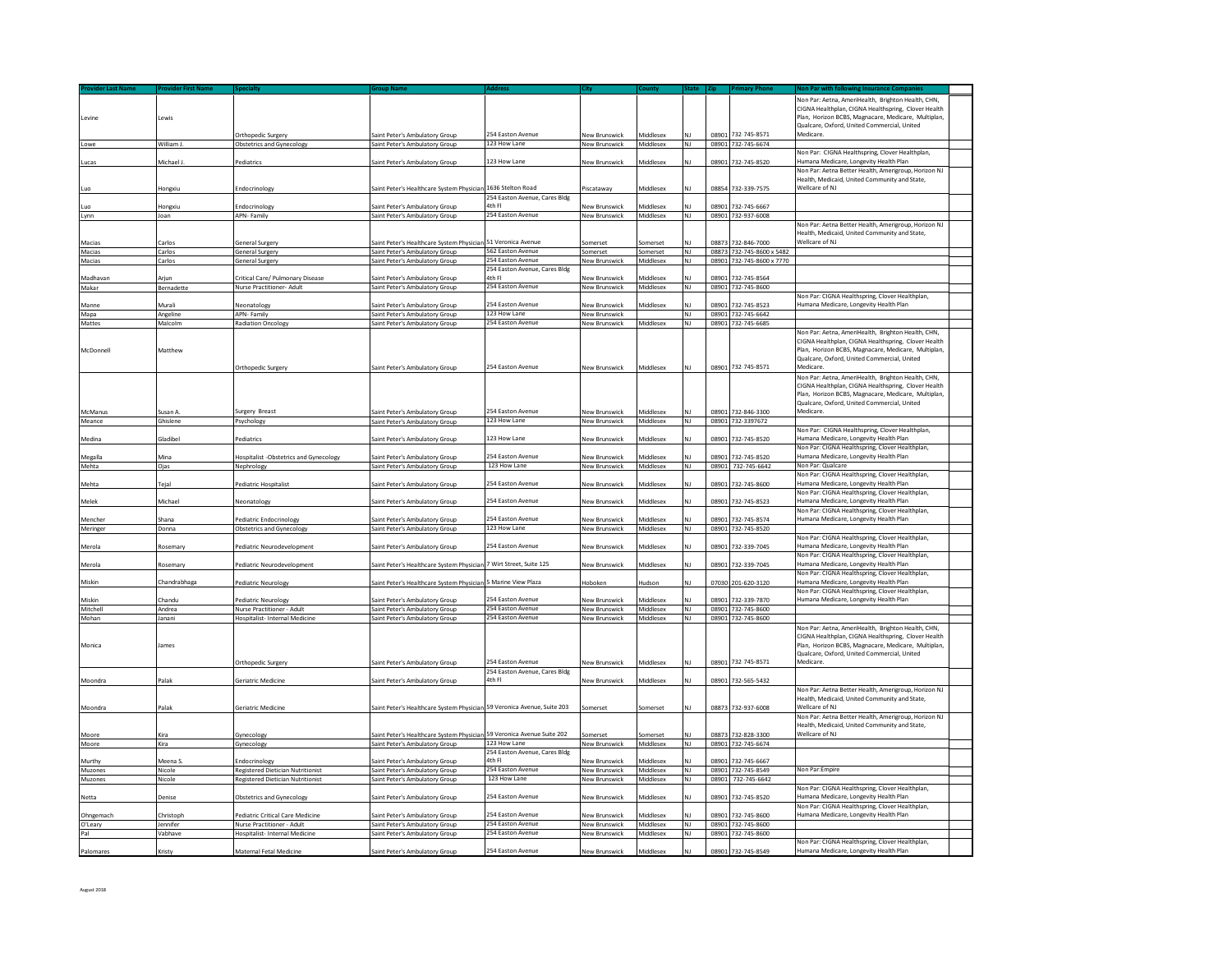| Provider Last Name | Provider First Name | Specialty | Group Name | Address | City | County | State | Zip | Primary Phone | Non Par with following Insurance Companies |
|---|---|---|---|---|---|---|---|---|---|---|
| Levine | Lewis | Orthopedic Surgery | Saint Peter's Ambulatory Group | 254 Easton Avenue | New Brunswick | Middlesex | NJ | 08901 | 732-745-8571 | Non Par: Aetna, AmeriHealth, Brighton Health, CHN, CIGNA Healthplan, CIGNA Healthspring, Clover Health Plan, Horizon BCBS, Magnacare, Medicare, Multiplan, Qualcare, Oxford, United Commercial, United Medicare. |
| Lowe | William J. | Obstetrics and Gynecology | Saint Peter's Ambulatory Group | 123 How Lane | New Brunswick | Middlesex | NJ | 08901 | 732-745-6674 | |
| Lucas | Michael J. | Pediatrics | Saint Peter's Ambulatory Group | 123 How Lane | New Brunswick | Middlesex | NJ | 08901 | 732-745-8520 | Non Par: CIGNA Healthspring, Clover Healthplan, Humana Medicare, Longevity Health Plan |
| Luo | Hongxiu | Endocrinology | Saint Peter's Healthcare System Physician | 1636 Stelton Road | Piscataway | Middlesex | NJ | 08854 | 732-339-7575 | Non Par: Aetna Better Health, Amerigroup, Horizon NJ Health, Medicaid, United Community and State, Wellcare of NJ |
| Luo | Hongxiu | Endocrinology | Saint Peter's Ambulatory Group | 254 Easton Avenue, Cares Bldg 4th Fl | New Brunswick | Middlesex | NJ | 08901 | 732-745-6667 | |
| Lynn | Joan | APN- Family | Saint Peter's Ambulatory Group | 254 Easton Avenue | New Brunswick | Middlesex | NJ | 08901 | 732-937-6008 | |
| Macias | Carlos | General Surgery | Saint Peter's Healthcare System Physician | 51 Veronica Avenue | Somerset | Somerset | NJ | 08873 | 732-846-7000 | Non Par: Aetna Better Health, Amerigroup, Horizon NJ Health, Medicaid, United Community and State, Wellcare of NJ |
| Macias | Carlos | General Surgery | Saint Peter's Ambulatory Group | 562 Easton Avenue | Somerset | Somerset | NJ | 08873 | 732-745-8600 x 5482 | |
| Macias | Carlos | General Surgery | Saint Peter's Ambulatory Group | 254 Easton Avenue | New Brunswick | Middlesex | NJ | 08901 | 732-745-8600 x 7770 | |
| Madhavan | Arjun | Critical Care/ Pulmonary Disease | Saint Peter's Ambulatory Group | 254 Easton Avenue, Cares Bldg 4th Fl | New Brunswick | Middlesex | NJ | 08901 | 732-745-8564 | |
| Makar | Bernadette | Nurse Practitioner- Adult | Saint Peter's Ambulatory Group | 254 Easton Avenue | New Brunswick | Middlesex | NJ | 08901 | 732-745-8600 | |
| Manne | Murali | Neonatology | Saint Peter's Ambulatory Group | 254 Easton Avenue | New Brunswick | Middlesex | NJ | 08901 | 732-745-8523 | Non Par: CIGNA Healthspring, Clover Healthplan, Humana Medicare, Longevity Health Plan |
| Mapa | Angeline | APN- Family | Saint Peter's Ambulatory Group | 123 How Lane | New Brunswick | | NJ | 08901 | 732-745-6642 | |
| Mattes | Malcolm | Radiation Oncology | Saint Peter's Ambulatory Group | 254 Easton Avenue | New Brunswick | Middlesex | NJ | 08901 | 732-745-6685 | |
| McDonnell | Matthew | Orthopedic Surgery | Saint Peter's Ambulatory Group | 254 Easton Avenue | New Brunswick | Middlesex | NJ | 08901 | 732-745-8571 | Non Par: Aetna, AmeriHealth, Brighton Health, CHN, CIGNA Healthplan, CIGNA Healthspring, Clover Health Plan, Horizon BCBS, Magnacare, Medicare, Multiplan, Qualcare, Oxford, United Commercial, United Medicare. |
| McManus | Susan A. | Surgery Breast | Saint Peter's Ambulatory Group | 254 Easton Avenue | New Brunswick | Middlesex | NJ | 08901 | 732-846-3300 | Non Par: Aetna, AmeriHealth, Brighton Health, CHN, CIGNA Healthplan, CIGNA Healthspring, Clover Health Plan, Horizon BCBS, Magnacare, Medicare, Multiplan, Qualcare, Oxford, United Commercial, United Medicare. |
| Meance | Ghislene | Psychology | Saint Peter's Ambulatory Group | 123 How Lane | New Brunswick | Middlesex | NJ | 08901 | 732-3397672 | |
| Medina | Gladibel | Pediatrics | Saint Peter's Ambulatory Group | 123 How Lane | New Brunswick | Middlesex | NJ | 08901 | 732-745-8520 | Non Par: CIGNA Healthspring, Clover Healthplan, Humana Medicare, Longevity Health Plan |
| Megalla | Mina | Hospitalist -Obstetrics and Gynecology | Saint Peter's Ambulatory Group | 254 Easton Avenue | New Brunswick | Middlesex | NJ | 08901 | 732-745-8520 | Non Par: CIGNA Healthspring, Clover Healthplan, Humana Medicare, Longevity Health Plan |
| Mehta | Ojas | Nephrology | Saint Peter's Ambulatory Group | 123 How Lane | New Brunswick | Middlesex | NJ | 08901 | 732-745-6642 | Non Par: Qualcare |
| Mehta | Tejal | Pediatric Hospitalist | Saint Peter's Ambulatory Group | 254 Easton Avenue | New Brunswick | Middlesex | NJ | 08901 | 732-745-8600 | Non Par: CIGNA Healthspring, Clover Healthplan, Humana Medicare, Longevity Health Plan |
| Melek | Michael | Neonatology | Saint Peter's Ambulatory Group | 254 Easton Avenue | New Brunswick | Middlesex | NJ | 08901 | 732-745-8523 | Non Par: CIGNA Healthspring, Clover Healthplan, Humana Medicare, Longevity Health Plan |
| Mencher | Shana | Pediatric Endocrinology | Saint Peter's Ambulatory Group | 254 Easton Avenue | New Brunswick | Middlesex | NJ | 08901 | 732-745-8574 | Non Par: CIGNA Healthspring, Clover Healthplan, Humana Medicare, Longevity Health Plan |
| Meringer | Donna | Obstetrics and Gynecology | Saint Peter's Ambulatory Group | 123 How Lane | New Brunswick | Middlesex | NJ | 08901 | 732-745-8520 | |
| Merola | Rosemary | Pediatric Neurodevelopment | Saint Peter's Ambulatory Group | 254 Easton Avenue | New Brunswick | Middlesex | NJ | 08901 | 732-339-7045 | Non Par: CIGNA Healthspring, Clover Healthplan, Humana Medicare, Longevity Health Plan |
| Merola | Rosemary | Pediatric Neurodevelopment | Saint Peter's Healthcare System Physician | 7 Wirt Street, Suite 125 | New Brunswick | Middlesex | NJ | 08901 | 732-339-7045 | Non Par: CIGNA Healthspring, Clover Healthplan, Humana Medicare, Longevity Health Plan |
| Miskin | Chandrabhaga | Pediatric Neurology | Saint Peter's Healthcare System Physician | 5 Marine View Plaza | Hoboken | Hudson | NJ | 07030 | 201-620-3120 | Non Par: CIGNA Healthspring, Clover Healthplan, Humana Medicare, Longevity Health Plan |
| Miskin | Chandu | Pediatric Neurology | Saint Peter's Ambulatory Group | 254 Easton Avenue | New Brunswick | Middlesex | NJ | 08901 | 732-339-7870 | Non Par: CIGNA Healthspring, Clover Healthplan, Humana Medicare, Longevity Health Plan |
| Mitchell | Andrea | Nurse Practitioner - Adult | Saint Peter's Ambulatory Group | 254 Easton Avenue | New Brunswick | Middlesex | NJ | 08901 | 732-745-8600 | |
| Mohan | Janani | Hospitalist- Internal Medicine | Saint Peter's Ambulatory Group | 254 Easton Avenue | New Brunswick | Middlesex | NJ | 08901 | 732-745-8600 | |
| Monica | James | Orthopedic Surgery | Saint Peter's Ambulatory Group | 254 Easton Avenue | New Brunswick | Middlesex | NJ | 08901 | 732-745-8571 | Non Par: Aetna, AmeriHealth, Brighton Health, CHN, CIGNA Healthplan, CIGNA Healthspring, Clover Health Plan, Horizon BCBS, Magnacare, Medicare, Multiplan, Qualcare, Oxford, United Commercial, United Medicare. |
| Moondra | Palak | Geriatric Medicine | Saint Peter's Ambulatory Group | 254 Easton Avenue, Cares Bldg 4th Fl | New Brunswick | Middlesex | NJ | 08901 | 732-565-5432 | |
| Moondra | Palak | Geriatric Medicine | Saint Peter's Healthcare System Physician | 59 Veronica Avenue, Suite 203 | Somerset | Somerset | NJ | 08873 | 732-937-6008 | Non Par: Aetna Better Health, Amerigroup, Horizon NJ Health, Medicaid, United Community and State, Wellcare of NJ |
| Moore | Kira | Gynecology | Saint Peter's Healthcare System Physician | 59 Veronica Avenue Suite 202 | Somerset | Somerset | NJ | 08873 | 732-828-3300 | Non Par: Aetna Better Health, Amerigroup, Horizon NJ Health, Medicaid, United Community and State, Wellcare of NJ |
| Moore | Kira | Gynecology | Saint Peter's Ambulatory Group | 123 How Lane | New Brunswick | Middlesex | NJ | 08901 | 732-745-6674 | |
| Murthy | Meena S. | Endocrinology | Saint Peter's Ambulatory Group | 254 Easton Avenue, Cares Bldg 4th Fl | New Brunswick | Middlesex | NJ | 08901 | 732-745-6667 | |
| Muzones | Nicole | Registered Dietician Nutritionist | Saint Peter's Ambulatory Group | 254 Easton Avenue | New Brunswick | Middlesex | NJ | 08901 | 732-745-8549 | Non Par:Empire |
| Muzones | Nicole | Registered Dietician Nutritionist | Saint Peter's Ambulatory Group | 123 How Lane | New Brunswick | Middlesex | NJ | 08901 | 732-745-6642 | |
| Netta | Denise | Obstetrics and Gynecology | Saint Peter's Ambulatory Group | 254 Easton Avenue | New Brunswick | Middlesex | NJ | 08901 | 732-745-8520 | Non Par: CIGNA Healthspring, Clover Healthplan, Humana Medicare, Longevity Health Plan |
| Ohngemach | Christoph | Pediatric Critical Care Medicine | Saint Peter's Ambulatory Group | 254 Easton Avenue | New Brunswick | Middlesex | NJ | 08901 | 732-745-8600 | Non Par: CIGNA Healthspring, Clover Healthplan, Humana Medicare, Longevity Health Plan |
| O'Leary | Jennifer | Nurse Practitioner - Adult | Saint Peter's Ambulatory Group | 254 Easton Avenue | New Brunswick | Middlesex | NJ | 08901 | 732-745-8600 | |
| Pal | Vabhave | Hospitalist- Internal Medicine | Saint Peter's Ambulatory Group | 254 Easton Avenue | New Brunswick | Middlesex | NJ | 08901 | 732-745-8600 | |
| Palomares | Kristy | Maternal Fetal Medicine | Saint Peter's Ambulatory Group | 254 Easton Avenue | New Brunswick | Middlesex | NJ | 08901 | 732-745-8549 | Non Par: CIGNA Healthspring, Clover Healthplan, Humana Medicare, Longevity Health Plan |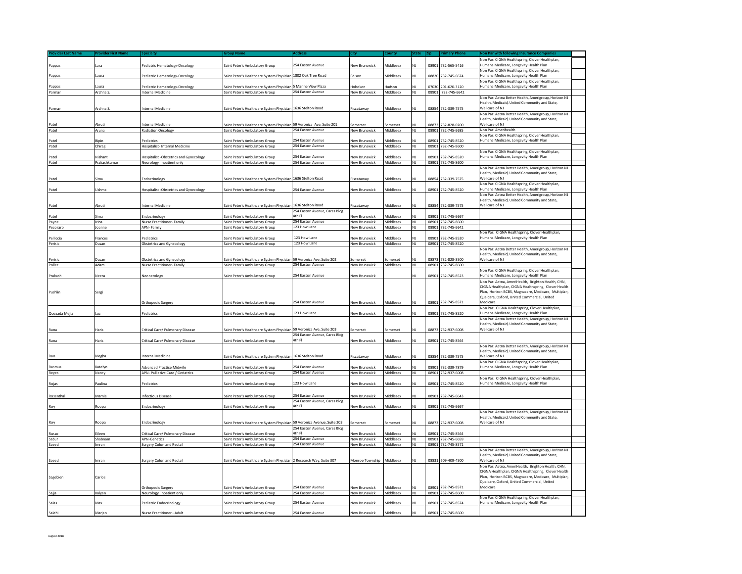| Provider Last Name | Provider First Name | Specialty | Group Name | Address | City | County | State | Zip | Primary Phone | Non Par with following Insurance Companies |
|---|---|---|---|---|---|---|---|---|---|---|
| Pappas | Lara | Pediatric Hematology-Oncology | Saint Peter's Ambulatory Group | 254 Easton Avenue | New Brunswick | Middlesex | NJ | 08901 | 732-565-5416 | Non Par: CIGNA Healthspring, Clover Healthplan, Humana Medicare, Longevity Health Plan |
| Pappas | Laura | Pediatric Hematology-Oncology | Saint Peter's Healthcare System Physician | 1802 Oak Tree Road | Edison | Middlesex | NJ | 08820 | 732-745-6674 | Non Par: CIGNA Healthspring, Clover Healthplan, Humana Medicare, Longevity Health Plan |
| Pappas | Laura | Pediatric Hematology-Oncology | Saint Peter's Healthcare System Physician | 5 Marine View Plaza | Hoboken | Hudson | NJ | 07030 | 201-620-3120 | Non Par: CIGNA Healthspring, Clover Healthplan, Humana Medicare, Longevity Health Plan |
| Parmar | Archna S. | Internal Medicine | Saint Peter's Ambulatory Group | 254 Easton Avenue | New Brunswick | Middlesex | NJ | 08901 | 732-745-6642 | |
| Parmar | Archna S. | Internal Medicine | Saint Peter's Healthcare System Physician | 1636 Stelton Road | Piscataway | Middlesex | NJ | 08854 | 732-339-7575 | Non Par: Aetna Better Health, Amerigroup, Horizon NJ Health, Medicaid, United Community and State, Wellcare of NJ |
| Patel | Akruti | Internal Medicine | Saint Peter's Healthcare System Physician | 59 Veronica Ave, Suite 201 | Somerset | Somerset | NJ | 08873 | 732-828-0200 | Non Par: Aetna Better Health, Amerigroup, Horizon NJ Health, Medicaid, United Community and State, Wellcare of NJ |
| Patel | Aruna | Radiation Oncology | Saint Peter's Ambulatory Group | 254 Easton Avenue | New Brunswick | Middlesex | NJ | 08901 | 732-745-6685 | Non Par: Amerihealth |
| Patel | Bipin | Pediatrics | Saint Peter's Ambulatory Group | 254 Easton Avenue | New Brunswick | Middlesex | NJ | 08901 | 732-745-8520 | Non Par: CIGNA Healthspring, Clover Healthplan, Humana Medicare, Longevity Health Plan |
| Patel | Chirag | Hospitalist- Internal Medicine | Saint Peter's Ambulatory Group | 254 Easton Avenue | New Brunswick | Middlesex | NJ | 08901 | 732-745-8600 | |
| Patel | Nishant | Hospitalist -Obstetrics and Gynecology | Saint Peter's Ambulatory Group | 254 Easton Avenue | New Brunswick | Middlesex | NJ | 08901 | 732-745-8520 | Non Par: CIGNA Healthspring, Clover Healthplan, Humana Medicare, Longevity Health Plan |
| Patel | Prakashkumar | Neurology Inpatient only | Saint Peter's Ambulatory Group | 254 Easton Avenue | New Brunswick | Middlesex | NJ | 08901 | 732-745-8600 | |
| Patel | Sima | Endocrinology | Saint Peter's Healthcare System Physician | 1636 Stelton Road | Piscataway | Middlesex | NJ | 08854 | 732-339-7575 | Non Par: Aetna Better Health, Amerigroup, Horizon NJ Health, Medicaid, United Community and State, Wellcare of NJ |
| Patel | Ushma | Hospitalist -Obstetrics and Gynecology | Saint Peter's Ambulatory Group | 254 Easton Avenue | New Brunswick | Middlesex | NJ | 08901 | 732-745-8520 | Non Par: CIGNA Healthspring, Clover Healthplan, Humana Medicare, Longevity Health Plan |
| Patel | Akruti | Internal Medicine | Saint Peter's Healthcare System Physician | 1636 Stelton Road | Piscataway | Middlesex | NJ | 08854 | 732-339-7575 | Non Par: Aetna Better Health, Amerigroup, Horizon NJ Health, Medicaid, United Community and State, Wellcare of NJ |
| Patel | Sima | Endocrinology | Saint Peter's Ambulatory Group | 254 Easton Avenue, Cares Bldg 4th Fl | New Brunswick | Middlesex | NJ | 08901 | 732-745-6667 | |
| Payne | Irina | Nurse Practitioner- Family | Saint Peter's Ambulatory Group | 254 Easton Avenue | New Brunswick | Middlesex | NJ | 08901 | 732-745-8600 | |
| Pecoraro | Joanne | APN- Family | Saint Peter's Ambulatory Group | 123 How Lane | New Brunswick | Middlesex | NJ | 08901 | 732-745-6642 | |
| Pelliccia | Frances | Pediatrics | Saint Peter's Ambulatory Group | 123 How Lane | New Brunswick | Middlesex | NJ | 08901 | 732-745-8520 | Non Par: CIGNA Healthspring, Clover Healthplan, Humana Medicare, Longevity Health Plan |
| Perisic | Dusan | Obstetrics and Gynecology | Saint Peter's Ambulatory Group | 123 How Lane | New Brunswick | Middlesex | NJ | 08901 | 732-745-8520 | |
| Perisic | Dusan | Obstetrics and Gynecology | Saint Peter's Healthcare System Physician | 59 Veronica Ave, Suite 202 | Somerset | Somerset | NJ | 08873 | 732-828-3500 | Non Par: Aetna Better Health, Amerigroup, Horizon NJ Health, Medicaid, United Community and State, Wellcare of NJ |
| Poller | Adam | Nurse Practitioner- Family | Saint Peter's Ambulatory Group | 254 Easton Avenue | New Brunswick | Middlesex | NJ | 08901 | 732-745-8600 | |
| Prakash | Neera | Neonatology | Saint Peter's Ambulatory Group | 254 Easton Avenue | New Brunswick | | NJ | 08901 | 732-745-8523 | Non Par: CIGNA Healthspring, Clover Healthplan, Humana Medicare, Longevity Health Plan |
| Pushlin | Sergi | Orthopedic Surgery | Saint Peter's Ambulatory Group | 254 Easton Avenue | New Brunswick | Middlesex | NJ | 08901 | 732 745-8571 | Non Par: Aetna, AmeriHealth, Brighton Health, CHN, CIGNA Healthplan, CIGNA Healthspring, Clover Health Plan, Horizon BCBS, Magnacare, Medicare, Multiplan, Qualcare, Oxford, United Commercial, United Medicare. |
| Quezada Mejia | Luz | Pediatrics | Saint Peter's Ambulatory Group | 123 How Lane | New Brunswick | Middlesex | NJ | 08901 | 732-745-8520 | Non Par: CIGNA Healthspring, Clover Healthplan, Humana Medicare, Longevity Health Plan |
| Rana | Haris | Critical Care/ Pulmonary Disease | Saint Peter's Healthcare System Physician | 59 Veronica Ave, Suite 203 | Somerset | Somerset | NJ | 08873 | 732-937-6008 | Non Par: Aetna Better Health, Amerigroup, Horizon NJ Health, Medicaid, United Community and State, Wellcare of NJ |
| Rana | Haris | Critical Care/ Pulmonary Disease | Saint Peter's Ambulatory Group | 254 Easton Avenue, Cares Bldg 4th Fl | New Brunswick | Middlesex | NJ | 08901 | 732-745-8564 | |
| Rao | Megha | Internal Medicine | Saint Peter's Healthcare System Physician | 1636 Stelton Road | Piscataway | Middlesex | NJ | 08854 | 732-339-7575 | Non Par: Aetna Better Health, Amerigroup, Horizon NJ Health, Medicaid, United Community and State, Wellcare of NJ |
| Rasmus | Katelyn | Advanced Practice Midwife | Saint Peter's Ambulatory Group | 254 Easton Avenue | New Brunswick | Middlesex | NJ | 08901 | 732-339-7879 | Non Par: CIGNA Healthspring, Clover Healthplan, Humana Medicare, Longevity Health Plan |
| Reyes | Nancy | APN- Palliative Care / Geriatrics | Saint Peter's Ambulatory Group | 254 Easton Avenue | New Brunswick | Middlesex | NJ | 08901 | 732-937-6008 | |
| Rojas | Paulina | Pediatrics | Saint Peter's Ambulatory Group | 123 How Lane | New Brunswick | Middlesex | NJ | 08901 | 732-745-8520 | Non Par: CIGNA Healthspring, Clover Healthplan, Humana Medicare, Longevity Health Plan |
| Rosenthal | Marnie | Infectious Disease | Saint Peter's Ambulatory Group | 254 Easton Avenue | New Brunswick | Middlesex | NJ | 08901 | 732-745-6643 | |
| Roy | Roopa | Endocrinology | Saint Peter's Ambulatory Group | 254 Easton Avenue, Cares Bldg 4th Fl | New Brunswick | Middlesex | NJ | 08901 | 732-745-6667 | |
| Roy | Roopa | Endocrinology | Saint Peter's Healthcare System Physician | 59 Veronica Avenue, Suite 203 | Somerset | Somerset | NJ | 08873 | 732-937-6008 | Non Par: Aetna Better Health, Amerigroup, Horizon NJ Health, Medicaid, United Community and State, Wellcare of NJ |
| Russo | Eileen | Critical Care/ Pulmonary Disease | Saint Peter's Ambulatory Group | 254 Easton Avenue, Cares Bldg 4th Fl | New Brunswick | Middlesex | NJ | 08901 | 732-745-8564 | |
| Sabur | Shabnam | APN-Genetics | Saint Peter's Ambulatory Group | 254 Easton Avenue | New Brunswick | Middlesex | NJ | 08901 | 732-745-6659 | |
| Saeed | Imran | Surgery Colon and Rectal | Saint Peter's Ambulatory Group | 254 Easton Avenue | New Brunswick | Middlesex | NJ | 08901 | 732-745-8571 | |
| Saeed | Imran | Surgery Colon and Rectal | Saint Peter's Healthcare System Physician | 2 Research Way, Suite 307 | Monroe Township | Middlesex | NJ | 08831 | 609-409-4500 | Non Par: Aetna Better Health, Amerigroup, Horizon NJ Health, Medicaid, United Community and State, Wellcare of NJ |
| Sagebien | Carlos | Orthopedic Surgery | Saint Peter's Ambulatory Group | 254 Easton Avenue | New Brunswick | Middlesex | NJ | 08901 | 732 745-8571 | Non Par: Aetna, AmeriHealth, Brighton Health, CHN, CIGNA Healthplan, CIGNA Healthspring, Clover Health Plan, Horizon BCBS, Magnacare, Medicare, Multiplan, Qualcare, Oxford, United Commercial, United Medicare. |
| Sajja | Kalyan | Neurology Inpatient only | Saint Peter's Ambulatory Group | 254 Easton Avenue | New Brunswick | Middlesex | NJ | 08901 | 732-745-8600 | |
| Salas | Max | Pediatric Endocrinology | Saint Peter's Ambulatory Group | 254 Easton Avenue | New Brunswick | Middlesex | NJ | 08901 | 732-745-8574 | Non Par: CIGNA Healthspring, Clover Healthplan, Humana Medicare, Longevity Health Plan |
| Salehi | Marjan | Nurse Practitioner - Adult | Saint Peter's Ambulatory Group | 254 Easton Avenue | New Brunswick | Middlesex | NJ | 08901 | 732-745-8600 | |

August 2018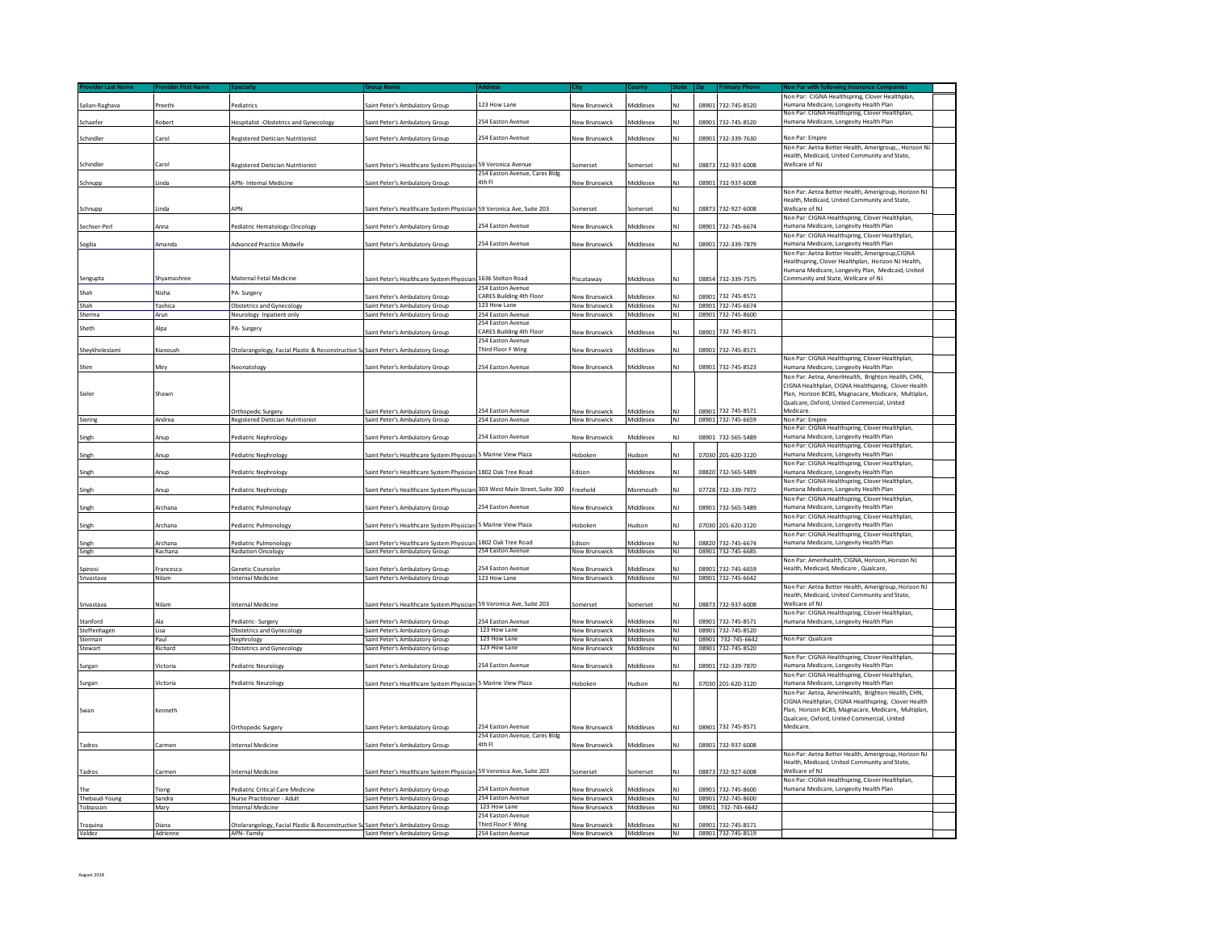| Provider Last Name | Provider First Name | Specialty | Group Name | Address | City | County | State | Zip | Primary Phone | Non Par with following Insurance Companies |
|---|---|---|---|---|---|---|---|---|---|---|
| Salian-Raghava | Preethi | Pediatrics | Saint Peter's Ambulatory Group | 123 How Lane | New Brunswick | Middlesex | NJ | 08901 | 732-745-8520 | Non Par: CIGNA Healthspring, Clover Healthplan, Humana Medicare, Longevity Health Plan |
| Schaefer | Robert | Hospitalist -Obstetrics and Gynecology | Saint Peter's Ambulatory Group | 254 Easton Avenue | New Brunswick | Middlesex | NJ | 08901 | 732-745-8520 | Non Par: CIGNA Healthspring, Clover Healthplan, Humana Medicare, Longevity Health Plan |
| Schindler | Carol | Registered Dietician Nutritionist | Saint Peter's Ambulatory Group | 254 Easton Avenue | New Brunswick | Middlesex | NJ | 08901 | 732-339-7630 | Non Par: Empire |
| Schindler | Carol | Registered Dietician Nutritionist | Saint Peter's Healthcare System Physician | 59 Veronica Avenue | Somerset | Somerset | NJ | 08873 | 732-937-6008 | Non Par: Aetna Better Health, Amerigroup, , Horizon NJ Health, Medicaid, United Community and State, Wellcare of NJ |
| Schnupp | Linda | APN- Internal Medicine | Saint Peter's Ambulatory Group | 254 Easton Avenue, Cares Bldg 4th Fl | New Brunswick | Middlesex | NJ | 08901 | 732-937-6008 | |
| Schnupp | Linda | APN | Saint Peter's Healthcare System Physician | 59 Veronica Ave, Suite 203 | Somerset | Somerset | NJ | 08873 | 732-927-6008 | Non Par: Aetna Better Health, Amerigroup, Horizon NJ Health, Medicaid, United Community and State, Wellcare of NJ |
| Sechser-Perl | Anna | Pediatric Hematology-Oncology | Saint Peter's Ambulatory Group | 254 Easton Avenue | New Brunswick | Middlesex | NJ | 08901 | 732-745-6674 | Non Par: CIGNA Healthspring, Clover Healthplan, Humana Medicare, Longevity Health Plan |
| Segilia | Amanda | Advanced Practice Midwife | Saint Peter's Ambulatory Group | 254 Easton Avenue | New Brunswick | Middlesex | NJ | 08901 | 732-339-7879 | Non Par: CIGNA Healthspring, Clover Healthplan, Humana Medicare, Longevity Health Plan |
| Sengupta | Shyamashree | Maternal Fetal Medicine | Saint Peter's Healthcare System Physician | 1636 Stelton Road | Piscataway | Middlesex | NJ | 08854 | 732-339-7575 | Non Par: Aetna Better Health, Amerigroup,CIGNA Healthspring, Clover Healthplan, Horizon NJ Health, Humana Medicare, Longevity Plan, Medicaid, United Community and State, Wellcare of NJ |
| Shah | Nisha | PA- Surgery | Saint Peter's Ambulatory Group | 254 Easton Avenue CARES Building 4th Floor | New Brunswick | Middlesex | NJ | 08901 | 732-745-8571 | |
| Shah | Yashica | Obstetrics and Gynecology | Saint Peter's Ambulatory Group | 123 How Lane | New Brunswick | Middlesex | NJ | 08901 | 732-745-6674 | |
| Sharma | Arun | Neurology Inpatient only | Saint Peter's Ambulatory Group | 254 Easton Avenue | New Brunswick | Middlesex | NJ | 08901 | 732-745-8600 | |
| Sheth | Alpa | PA- Surgery | Saint Peter's Ambulatory Group | 254 Easton Avenue CARES Building 4th Floor | New Brunswick | Middlesex | NJ | 08901 | 732-745-8571 | |
| Sheykholeslami | Kianoush | Otolarangology, Facial Plastic & Reconstructive Su | Saint Peter's Ambulatory Group | 254 Easton Avenue Third Floor F Wing | New Brunswick | Middlesex | NJ | 08901 | 732-745-8571 | |
| Shim | Miry | Neonatology | Saint Peter's Ambulatory Group | 254 Easton Avenue | New Brunswick | Middlesex | NJ | 08901 | 732-745-8523 | Non Par: CIGNA Healthspring, Clover Healthplan, Humana Medicare, Longevity Health Plan |
| Sieler | Shawn | Orthopedic Surgery | Saint Peter's Ambulatory Group | 254 Easton Avenue | New Brunswick | Middlesex | NJ | 08901 | 732-745-8571 | Non Par: Aetna, AmeriHealth, Brighton Health, CHN, CIGNA Healthplan, CIGNA Healthspring, Clover Health Plan, Horizon BCBS, Magnacare, Medicare, Multiplan, Qualcare, Oxford, United Commercial, United Medicare. |
| Siering | Andrea | Registered Dietician Nutritionist | Saint Peter's Ambulatory Group | 254 Easton Avenue | New Brunswick | Middlesex | NJ | 08901 | 732-745-6659 | Non Par: Empire |
| Singh | Anup | Pediatric Nephrology | Saint Peter's Ambulatory Group | 254 Easton Avenue | New Brunswick | Middlesex | NJ | 08901 | 732-565-5489 | Non Par: CIGNA Healthspring, Clover Healthplan, Humana Medicare, Longevity Health Plan |
| Singh | Anup | Pediatric Nephrology | Saint Peter's Healthcare System Physician | 5 Marine View Plaza | Hoboken | Hudson | NJ | 07030 | 201-620-3120 | Non Par: CIGNA Healthspring, Clover Healthplan, Humana Medicare, Longevity Health Plan |
| Singh | Anup | Pediatric Nephrology | Saint Peter's Healthcare System Physician | 1802 Oak Tree Road | Edison | Middlesex | NJ | 08820 | 732-565-5489 | Non Par: CIGNA Healthspring, Clover Healthplan, Humana Medicare, Longevity Health Plan |
| Singh | Anup | Pediatric Nephrology | Saint Peter's Healthcare System Physician | 303 West Main Street, Suite 300 | Freehold | Monmouth | NJ | 07728 | 732-339-7972 | Non Par: CIGNA Healthspring, Clover Healthplan, Humana Medicare, Longevity Health Plan |
| Singh | Archana | Pediatric Pulmonology | Saint Peter's Ambulatory Group | 254 Easton Avenue | New Brunswick | Middlesex | NJ | 08901 | 732-565-5489 | Non Par: CIGNA Healthspring, Clover Healthplan, Humana Medicare, Longevity Health Plan |
| Singh | Archana | Pediatric Pulmonology | Saint Peter's Healthcare System Physician | 5 Marine View Plaza | Hoboken | Hudson | NJ | 07030 | 201-620-3120 | Non Par: CIGNA Healthspring, Clover Healthplan, Humana Medicare, Longevity Health Plan |
| Singh | Archana | Pediatric Pulmonology | Saint Peter's Healthcare System Physician | 1802 Oak Tree Road | Edison | Middlesex | NJ | 08820 | 732-745-6674 | Non Par: CIGNA Healthspring, Clover Healthplan, Humana Medicare, Longevity Health Plan |
| Singh | Rachana | Radiation Oncology | Saint Peter's Ambulatory Group | 254 Easton Avenue | New Brunswick | Middlesex | NJ | 08901 | 732-745-6685 | |
| Spinosi | Francesca | Genetic Counselor | Saint Peter's Ambulatory Group | 254 Easton Avenue | New Brunswick | Middlesex | NJ | 08901 | 732-745-6659 | Non Par: Amerihealth, CIGNA, Horizon, Horizon NJ Health, Medicaid, Medicare , Qualcare, |
| Srivastava | Nilam | Internal Medicine | Saint Peter's Ambulatory Group | 123 How Lane | New Brunswick | Middlesex | NJ | 08901 | 732-745-6642 | |
| Srivastava | Nilam | Internal Medicine | Saint Peter's Healthcare System Physician | 59 Veronica Ave, Suite 203 | Somerset | Somerset | NJ | 08873 | 732-937-6008 | Non Par: Aetna Better Health, Amerigroup, Horizon NJ Health, Medicaid, United Community and State, Wellcare of NJ |
| Stanford | Ala | Pediatric- Surgery | Saint Peter's Ambulatory Group | 254 Easton Avenue | New Brunswick | Middlesex | NJ | 08901 | 732-745-8571 | Non Par: CIGNA Healthspring, Clover Healthplan, Humana Medicare, Longevity Health Plan |
| Steffenhagen | Lisa | Obstetrics and Gynecology | Saint Peter's Ambulatory Group | 123 How Lane | New Brunswick | Middlesex | NJ | 08901 | 732-745-8520 | |
| Sterman | Paul | Nephrology | Saint Peter's Ambulatory Group | 123 How Lane | New Brunswick | Middlesex | NJ | 08901 | 732-745-6642 | Non Par: Qualcare |
| Stewart | Richard | Obstetrics and Gynecology | Saint Peter's Ambulatory Group | 123 How Lane | New Brunswick | Middlesex | NJ | 08901 | 732-745-8520 | |
| Surgan | Victoria | Pediatric Neurology | Saint Peter's Ambulatory Group | 254 Easton Avenue | New Brunswick | Middlesex | NJ | 08901 | 732-339-7870 | Non Par: CIGNA Healthspring, Clover Healthplan, Humana Medicare, Longevity Health Plan |
| Surgan | Victoria | Pediatric Neurology | Saint Peter's Healthcare System Physician | 5 Marine View Plaza | Hoboken | Hudson | NJ | 07030 | 201-620-3120 | Non Par: CIGNA Healthspring, Clover Healthplan, Humana Medicare, Longevity Health Plan |
| Swan | Kenneth | Orthopedic Surgery | Saint Peter's Ambulatory Group | 254 Easton Avenue | New Brunswick | Middlesex | NJ | 08901 | 732-745-8571 | Non Par: Aetna, AmeriHealth, Brighton Health, CHN, CIGNA Healthplan, CIGNA Healthspring, Clover Health Plan, Horizon BCBS, Magnacare, Medicare, Multiplan, Qualcare, Oxford, United Commercial, United Medicare. |
| Tadros | Carmen | Internal Medicine | Saint Peter's Ambulatory Group | 254 Easton Avenue, Cares Bldg 4th Fl | New Brunswick | Middlesex | NJ | 08901 | 732-937-6008 | |
| Tadros | Carmen | Internal Medicine | Saint Peter's Healthcare System Physician | 59 Veronica Ave, Suite 203 | Somerset | Somerset | NJ | 08873 | 732-927-6008 | Non Par: Aetna Better Health, Amerigroup, Horizon NJ Health, Medicaid, United Community and State, Wellcare of NJ |
| The | Tiong | Pediatric Critical Care Medicine | Saint Peter's Ambulatory Group | 254 Easton Avenue | New Brunswick | Middlesex | NJ | 08901 | 732-745-8600 | Non Par: CIGNA Healthspring, Clover Healthplan, Humana Medicare, Longevity Health Plan |
| Thebaud-Young | Sandra | Nurse Practitioner - Adult | Saint Peter's Ambulatory Group | 254 Easton Avenue | New Brunswick | Middlesex | NJ | 08901 | 732-745-8600 | |
| Tobiasson | Mary | Internal Medicine | Saint Peter's Ambulatory Group | 123 How Lane | New Brunswick | Middlesex | NJ | 08901 | 732-745-6642 | |
| Traquina | Diana | Otolarangology, Facial Plastic & Reconstructive Su | Saint Peter's Ambulatory Group | 254 Easton Avenue Third Floor F Wing | New Brunswick | Middlesex | NJ | 08901 | 732-745-8571 | |
| Valdez | Adrienne | APN- Family | Saint Peter's Ambulatory Group | 254 Easton Avenue | New Brunswick | Middlesex | NJ | 08901 | 732-745-8519 | |

August 2018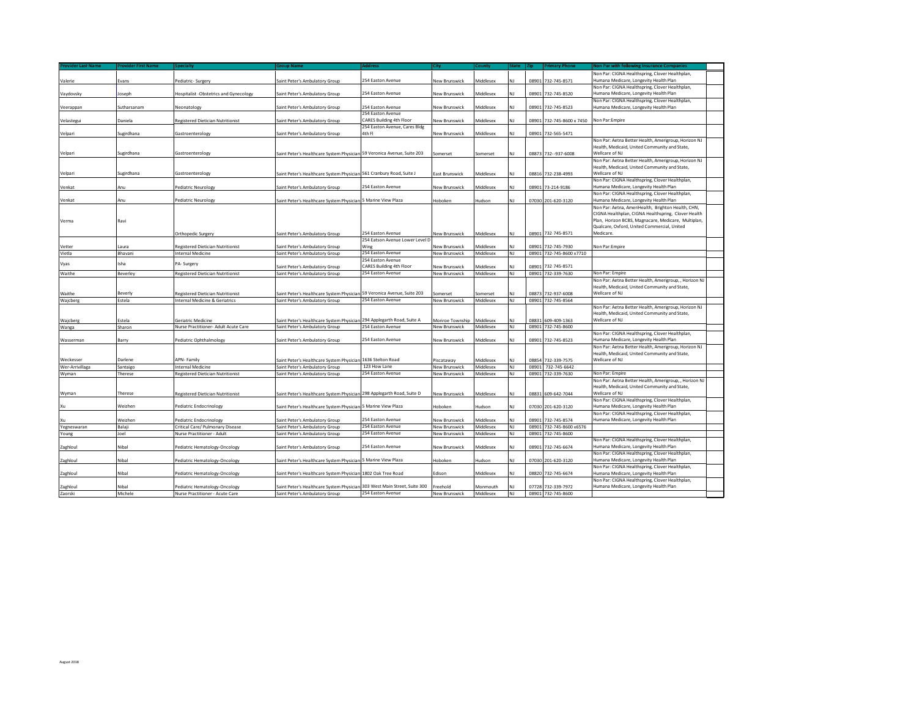| Provider Last Name | Provider First Name | Specialty | Group Name | Address | City | County | State | Zip | Primary Phone | Non Par with following Insurance Companies |
|---|---|---|---|---|---|---|---|---|---|---|
| Valerie | Evans | Pediatric- Surgery | Saint Peter's Ambulatory Group | 254 Easton Avenue | New Brunswick | Middlesex | NJ | 08901 | 732-745-8571 | Non Par: CIGNA Healthspring, Clover Healthplan, Humana Medicare, Longevity Health Plan |
| Vaydovsky | Joseph | Hospitalist -Obstetrics and Gynecology | Saint Peter's Ambulatory Group | 254 Easton Avenue | New Brunswick | Middlesex | NJ | 08901 | 732-745-8520 | Non Par: CIGNA Healthspring, Clover Healthplan, Humana Medicare, Longevity Health Plan |
| Veerappan | Sutharsanam | Neonatology | Saint Peter's Ambulatory Group | 254 Easton Avenue | New Brunswick | Middlesex | NJ | 08901 | 732-745-8523 | Non Par: CIGNA Healthspring, Clover Healthplan, Humana Medicare, Longevity Health Plan |
| Velastegui | Daniela | Registered Dietician Nutritionist | Saint Peter's Ambulatory Group | 254 Easton Avenue CARES Building 4th Floor | New Brunswick | Middlesex | NJ | 08901 | 732-745-8600 x 7450 | Non Par:Empire |
| Velpari | Sugirdhana | Gastroenterology | Saint Peter's Ambulatory Group | 254 Easton Avenue, Cares Bldg 4th Fl | New Brunswick | Middlesex | NJ | 08901 | 732-565-5471 | |
| Velpari | Sugirdhana | Gastroenterology | Saint Peter's Healthcare System Physician | 59 Veronica Avenue, Suite 203 | Somerset | Somerset | NJ | 08873 | 732--937-6008 | Non Par: Aetna Better Health, Amerigroup, Horizon NJ Health, Medicaid, United Community and State, Wellcare of NJ |
| Velpari | Sugirdhana | Gastroenterology | Saint Peter's Healthcare System Physician | 561 Cranbury Road, Suite J | East Brunswick | Middlesex | NJ | 08816 | 732-238-4993 | Non Par: Aetna Better Health, Amerigroup, Horizon NJ Health, Medicaid, United Community and State, Wellcare of NJ |
| Venkat | Anu | Pediatric Neurology | Saint Peter's Ambulatory Group | 254 Easton Avenue | New Brunswick | Middlesex | NJ | 08901 | 73-214-9186 | Non Par: CIGNA Healthspring, Clover Healthplan, Humana Medicare, Longevity Health Plan |
| Venkat | Anu | Pediatric Neurology | Saint Peter's Healthcare System Physician | 5 Marine View Plaza | Hoboken | Hudson | NJ | 07030 | 201-620-3120 | Non Par: CIGNA Healthspring, Clover Healthplan, Humana Medicare, Longevity Health Plan |
| Verma | Ravi | Orthopedic Surgery | Saint Peter's Ambulatory Group | 254 Easton Avenue | New Brunswick | Middlesex | NJ | 08901 | 732-745-8571 | Non Par: Aetna, AmeriHealth, Brighton Health, CHN, CIGNA Healthplan, CIGNA Healthspring, Clover Health Plan, Horizon BCBS, Magnacare, Medicare, Multiplan, Qualcare, Oxford, United Commercial, United Medicare. |
| Vetter | Laura | Registered Dietician Nutritionist | Saint Peter's Ambulatory Group | 254 Eatson Avenue Lower Level D Wing | New Brunswick | Middlesex | NJ | 08901 | 732-745-7930 | Non Par:Empire |
| Vietla | Bhavani | Internal Medicine | Saint Peter's Ambulatory Group | 254 Easton Avenue | New Brunswick | Middlesex | NJ | 08901 | 732-745-8600 x7710 | |
| Vyas | Isha | PA- Surgery | Saint Peter's Ambulatory Group | 254 Easton Avenue CARES Building 4th Floor | New Brunswick | Middlesex | NJ | 08901 | 732-745-8571 | |
| Waithe | Beverley | Registered Dietician Nutritionist | Saint Peter's Ambulatory Group | 254 Easton Avenue | New Brunswick | Middlesex | NJ | 08901 | 732-339-7630 | Non Par: Empire |
| Waithe | Beverly | Registered Dietician Nutritionist | Saint Peter's Healthcare System Physician | 59 Veronica Avenue, Suite 203 | Somerset | Somerset | NJ | 08873 | 732-937-6008 | Non Par: Aetna Better Health, Amerigroup, , Horizon NJ Health, Medicaid, United Community and State, Wellcare of NJ |
| Wajcberg | Estela | Internal Medicine & Geriatrics | Saint Peter's Ambulatory Group | 254 Easton Avenue | New Brunswick | Middlesex | NJ | 08901 | 732-745-8564 | |
| Wajcberg | Estela | Geriatric Medicine | Saint Peter's Healthcare System Physician | 294 Applegarth Road, Suite A | Monroe Township | Middlesex | NJ | 08831 | 609-409-1363 | Non Par: Aetna Better Health, Amerigroup, Horizon NJ Health, Medicaid, United Community and State, Wellcare of NJ |
| Wanga | Sharon | Nurse Practitioner- Adult Acute Care | Saint Peter's Ambulatory Group | 254 Easton Avenue | New Brunswick | Middlesex | NJ | 08901 | 732-745-8600 | |
| Wasserman | Barry | Pediatric Ophthalmology | Saint Peter's Ambulatory Group | 254 Easton Avenue | New Brunswick | Middlesex | NJ | 08901 | 732-745-8523 | Non Par: CIGNA Healthspring, Clover Healthplan, Humana Medicare, Longevity Health Plan |
| Weckesser | Darlene | APN- Family | Saint Peter's Healthcare System Physician | 1636 Stelton Road | Piscataway | Middlesex | NJ | 08854 | 732-339-7575 | Non Par: Aetna Better Health, Amerigroup, Horizon NJ Health, Medicaid, United Community and State, Wellcare of NJ |
| Wer-Arrivillaga | Santaigo | Internal Medicine | Saint Peter's Ambulatory Group | 123 How Lane | New Brunswick | Middlesex | NJ | 08901 | 732-745-6642 | |
| Wyman | Therese | Registered Dietician Nutritionist | Saint Peter's Ambulatory Group | 254 Easton Avenue | New Brunswick | Middlesex | NJ | 08901 | 732-339-7630 | Non Par: Empire |
| Wyman | Therese | Registered Dietician Nutritionist | Saint Peter's Healthcare System Physician | 298 Applegarth Road, Suite D | New Brunswick | Middlesex | NJ | 08831 | 609-642-7044 | Non Par: Aetna Better Health, Amerigroup, , Horizon NJ Health, Medicaid, United Community and State, Wellcare of NJ |
| Xu | Weizhen | Pediatric Endocrinology | Saint Peter's Healthcare System Physician | 5 Marine View Plaza | Hoboken | Hudson | NJ | 07030 | 201-620-3120 | Non Par: CIGNA Healthspring, Clover Healthplan, Humana Medicare, Longevity Health Plan |
| Xu | Weizhen | Pediatric Endocrinology | Saint Peter's Ambulatory Group | 254 Easton Avenue | New Brunswick | Middlesex | NJ | 08901 | 732-745-8574 | Non Par: CIGNA Healthspring, Clover Healthplan, Humana Medicare, Longevity Health Plan |
| Yegneswaran | Balaji | Critical Care/ Pulmonary Disease | Saint Peter's Ambulatory Group | 254 Easton Avenue | New Brunswick | Middlesex | NJ | 08901 | 732-745-8600 x6576 | |
| Young | Joel | Nurse Practitioner - Adult | Saint Peter's Ambulatory Group | 254 Easton Avenue | New Brunswick | Middlesex | NJ | 08901 | 732-745-8600 | |
| Zaghloul | Nibal | Pediatric Hematology-Oncology | Saint Peter's Ambulatory Group | 254 Easton Avenue | New Brunswick | Middlesex | NJ | 08901 | 732-745-6674 | Non Par: CIGNA Healthspring, Clover Healthplan, Humana Medicare, Longevity Health Plan |
| Zaghloul | Nibal | Pediatric Hematology-Oncology | Saint Peter's Healthcare System Physician | 5 Marine View Plaza | Hoboken | Hudson | NJ | 07030 | 201-620-3120 | Non Par: CIGNA Healthspring, Clover Healthplan, Humana Medicare, Longevity Health Plan |
| Zaghloul | Nibal | Pediatric Hematology-Oncology | Saint Peter's Healthcare System Physician | 1802 Oak Tree Road | Edison | Middlesex | NJ | 08820 | 732-745-6674 | Non Par: CIGNA Healthspring, Clover Healthplan, Humana Medicare, Longevity Health Plan |
| Zaghloul | Nibal | Pediatric Hematology-Oncology | Saint Peter's Healthcare System Physician | 303 West Main Street, Suite 300 | Freehold | Monmouth | NJ | 07728 | 732-339-7972 | Non Par: CIGNA Healthspring, Clover Healthplan, Humana Medicare, Longevity Health Plan |
| Zaorski | Michele | Nurse Practitioner - Acute Care | Saint Peter's Ambulatory Group | 254 Easton Avenue | New Brunswick | Middlesex | NJ | 08901 | 732-745-8600 | |

August 2018